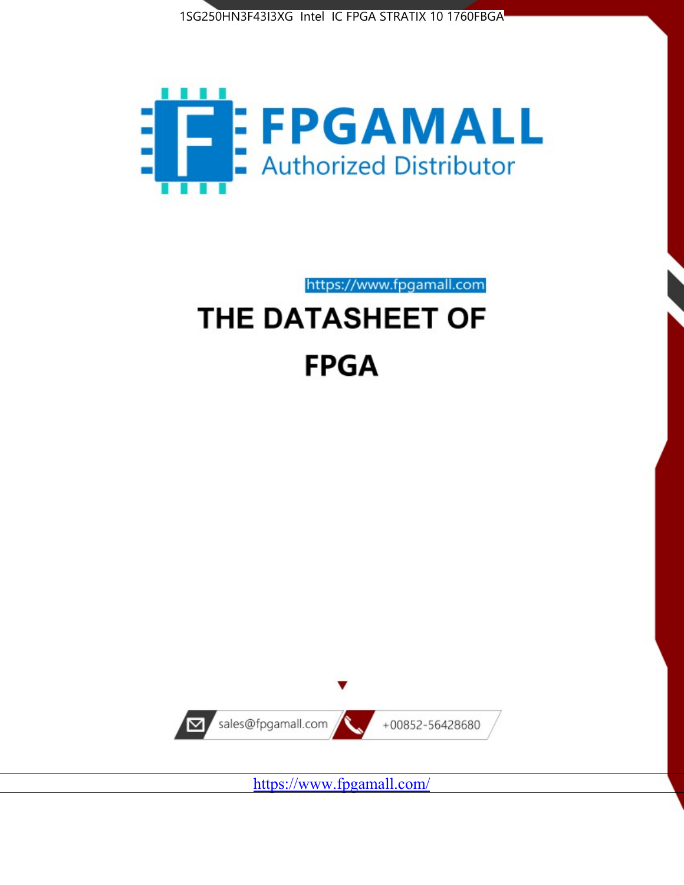1SG250HN3F43I3XG Intel IC FPGA STRATIX 10 1760FBGA

FPGAMALL

Authorized Distributor

https://www.fpgamall.com

# THE DATASHEET OF

# FPGA

sales@fpgamall.com

+00852-56428680

https://www.fpgamall.com/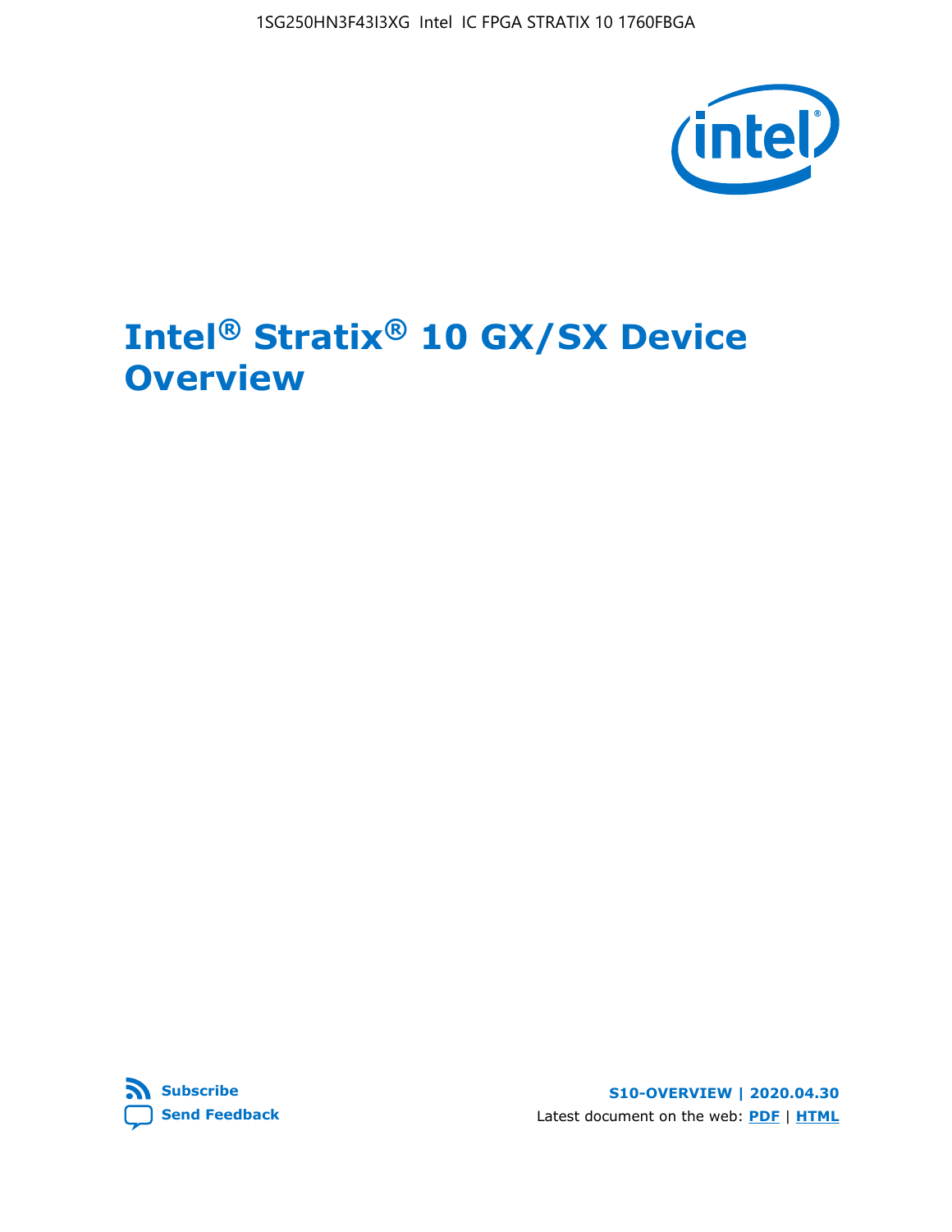# Intel® Stratix® 10 GX/SX Device Overview

**Subscribe**
**Send Feedback**

**S10-OVERVIEW | 2020.04.30**

Latest document on the web: **PDF** | **HTML**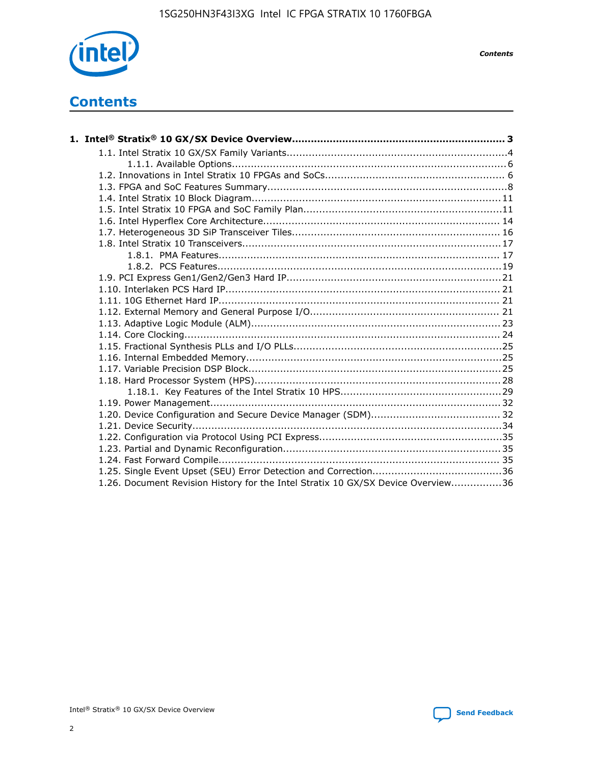# Contents

**1. Intel® Stratix® 10 GX/SX Device Overview.................................................................... 3**

1.1. Intel Stratix 10 GX/SX Family Variants.....................................................................4

1.1.1. Available Options.......................................................................................6

1.2. Innovations in Intel Stratix 10 FPGAs and SoCs......................................................... 6

1.3. FPGA and SoC Features Summary............................................................................8

1.4. Intel Stratix 10 Block Diagram...............................................................................11

1.5. Intel Stratix 10 FPGA and SoC Family Plan...............................................................11

1.6. Intel Hyperflex Core Architecture.......................................................................... 14

1.7. Heterogeneous 3D SiP Transceiver Tiles................................................................. 16

1.8. Intel Stratix 10 Transceivers.................................................................................17

1.8.1. PMA Features......................................................................................... 17

1.8.2. PCS Features..........................................................................................19

1.9. PCI Express Gen1/Gen2/Gen3 Hard IP...................................................................21

1.10. Interlaken PCS Hard IP....................................................................................... 21

1.11. 10G Ethernet Hard IP......................................................................................... 21

1.12. External Memory and General Purpose I/O............................................................ 21

1.13. Adaptive Logic Module (ALM)............................................................................... 23

1.14. Core Clocking.................................................................................................... 24

1.15. Fractional Synthesis PLLs and I/O PLLs.................................................................25

1.16. Internal Embedded Memory.................................................................................25

1.17. Variable Precision DSP Block................................................................................25

1.18. Hard Processor System (HPS)..............................................................................28

1.18.1. Key Features of the Intel Stratix 10 HPS..................................................29

1.19. Power Management........................................................................................... 32

1.20. Device Configuration and Secure Device Manager (SDM)........................................ 32

1.21. Device Security..................................................................................................34

1.22. Configuration via Protocol Using PCI Express..........................................................35

1.23. Partial and Dynamic Reconfiguration.................................................................... 35

1.24. Fast Forward Compile......................................................................................... 35

1.25. Single Event Upset (SEU) Error Detection and Correction.........................................36

1.26. Document Revision History for the Intel Stratix 10 GX/SX Device Overview................36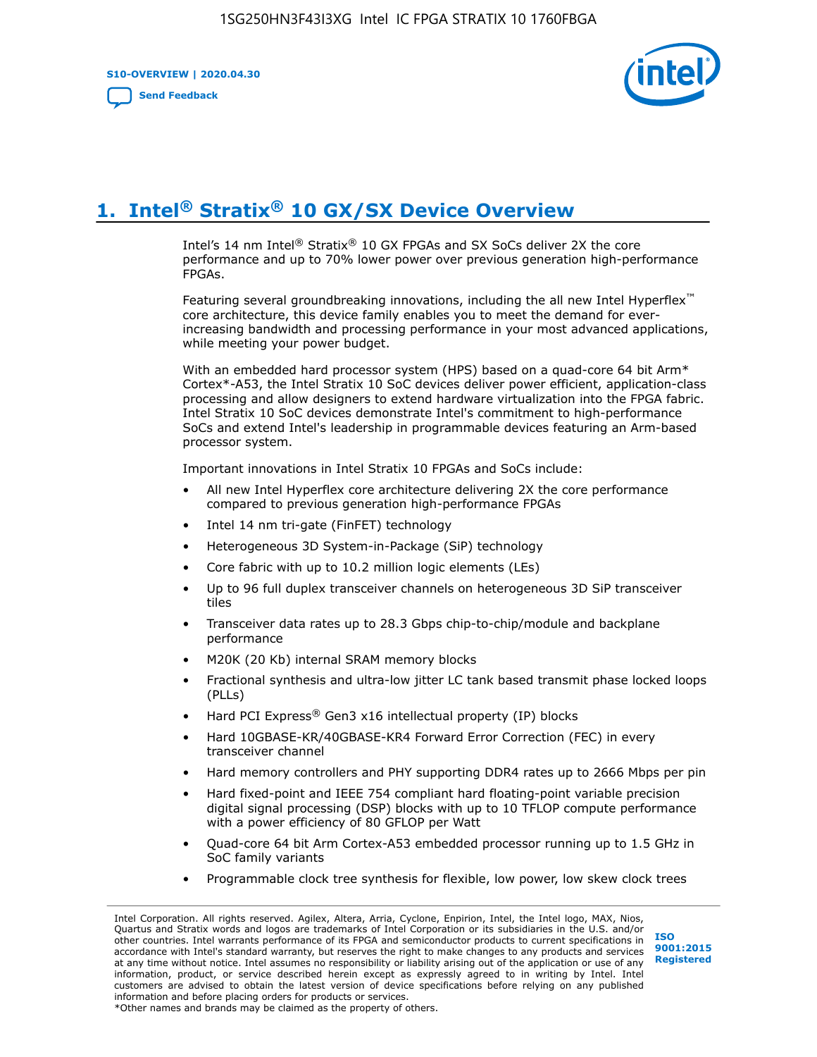# 1. Intel® Stratix® 10 GX/SX Device Overview

Intel's 14 nm Intel® Stratix® 10 GX FPGAs and SX SoCs deliver 2X the core performance and up to 70% lower power over previous generation high-performance FPGAs.

Featuring several groundbreaking innovations, including the all new Intel Hyperflex™ core architecture, this device family enables you to meet the demand for ever-increasing bandwidth and processing performance in your most advanced applications, while meeting your power budget.

With an embedded hard processor system (HPS) based on a quad-core 64 bit Arm* Cortex*-A53, the Intel Stratix 10 SoC devices deliver power efficient, application-class processing and allow designers to extend hardware virtualization into the FPGA fabric. Intel Stratix 10 SoC devices demonstrate Intel's commitment to high-performance SoCs and extend Intel's leadership in programmable devices featuring an Arm-based processor system.

Important innovations in Intel Stratix 10 FPGAs and SoCs include:

- All new Intel Hyperflex core architecture delivering 2X the core performance compared to previous generation high-performance FPGAs
- Intel 14 nm tri-gate (FinFET) technology
- Heterogeneous 3D System-in-Package (SiP) technology
- Core fabric with up to 10.2 million logic elements (LEs)
- Up to 96 full duplex transceiver channels on heterogeneous 3D SiP transceiver tiles
- Transceiver data rates up to 28.3 Gbps chip-to-chip/module and backplane performance
- M20K (20 Kb) internal SRAM memory blocks
- Fractional synthesis and ultra-low jitter LC tank based transmit phase locked loops (PLLs)
- Hard PCI Express® Gen3 x16 intellectual property (IP) blocks
- Hard 10GBASE-KR/40GBASE-KR4 Forward Error Correction (FEC) in every transceiver channel
- Hard memory controllers and PHY supporting DDR4 rates up to 2666 Mbps per pin
- Hard fixed-point and IEEE 754 compliant hard floating-point variable precision digital signal processing (DSP) blocks with up to 10 TFLOP compute performance with a power efficiency of 80 GFLOP per Watt
- Quad-core 64 bit Arm Cortex-A53 embedded processor running up to 1.5 GHz in SoC family variants
- Programmable clock tree synthesis for flexible, low power, low skew clock trees

Intel Corporation. All rights reserved. Agilex, Altera, Arria, Cyclone, Enpirion, Intel, the Intel logo, MAX, Nios, Quartus and Stratix words and logos are trademarks of Intel Corporation or its subsidiaries in the U.S. and/or other countries. Intel warrants performance of its FPGA and semiconductor products to current specifications in accordance with Intel's standard warranty, but reserves the right to make changes to any products and services at any time without notice. Intel assumes no responsibility or liability arising out of the application or use of any information, product, or service described herein except as expressly agreed to in writing by Intel. Intel customers are advised to obtain the latest version of device specifications before relying on any published information and before placing orders for products or services.
*Other names and brands may be claimed as the property of others.

ISO 9001:2015 Registered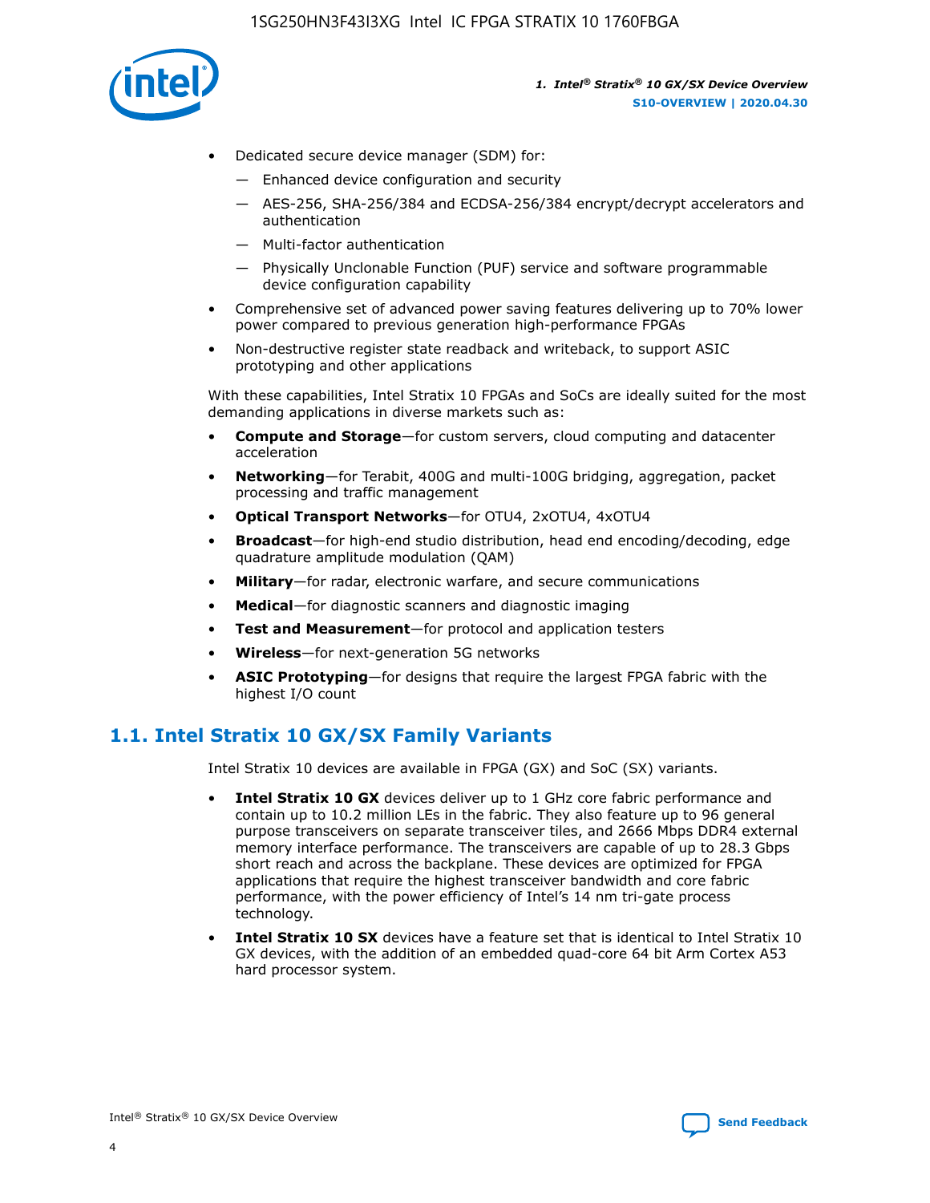- Dedicated secure device manager (SDM) for:
  - — Enhanced device configuration and security
  - — AES-256, SHA-256/384 and ECDSA-256/384 encrypt/decrypt accelerators and authentication
  - — Multi-factor authentication
  - — Physically Unclonable Function (PUF) service and software programmable device configuration capability
- Comprehensive set of advanced power saving features delivering up to 70% lower power compared to previous generation high-performance FPGAs
- Non-destructive register state readback and writeback, to support ASIC prototyping and other applications

With these capabilities, Intel Stratix 10 FPGAs and SoCs are ideally suited for the most demanding applications in diverse markets such as:

- **Compute and Storage**—for custom servers, cloud computing and datacenter acceleration
- **Networking**—for Terabit, 400G and multi-100G bridging, aggregation, packet processing and traffic management
- **Optical Transport Networks**—for OTU4, 2xOTU4, 4xOTU4
- **Broadcast**—for high-end studio distribution, head end encoding/decoding, edge quadrature amplitude modulation (QAM)
- **Military**—for radar, electronic warfare, and secure communications
- **Medical**—for diagnostic scanners and diagnostic imaging
- **Test and Measurement**—for protocol and application testers
- **Wireless**—for next-generation 5G networks
- **ASIC Prototyping**—for designs that require the largest FPGA fabric with the highest I/O count

## 1.1. Intel Stratix 10 GX/SX Family Variants

Intel Stratix 10 devices are available in FPGA (GX) and SoC (SX) variants.

- **Intel Stratix 10 GX** devices deliver up to 1 GHz core fabric performance and contain up to 10.2 million LEs in the fabric. They also feature up to 96 general purpose transceivers on separate transceiver tiles, and 2666 Mbps DDR4 external memory interface performance. The transceivers are capable of up to 28.3 Gbps short reach and across the backplane. These devices are optimized for FPGA applications that require the highest transceiver bandwidth and core fabric performance, with the power efficiency of Intel's 14 nm tri-gate process technology.
- **Intel Stratix 10 SX** devices have a feature set that is identical to Intel Stratix 10 GX devices, with the addition of an embedded quad-core 64 bit Arm Cortex A53 hard processor system.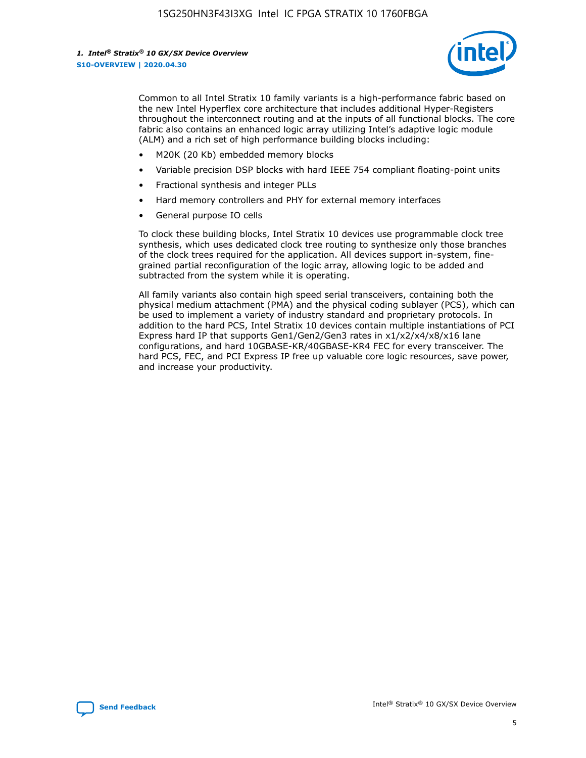Common to all Intel Stratix 10 family variants is a high-performance fabric based on the new Intel Hyperflex core architecture that includes additional Hyper-Registers throughout the interconnect routing and at the inputs of all functional blocks. The core fabric also contains an enhanced logic array utilizing Intel's adaptive logic module (ALM) and a rich set of high performance building blocks including:

- M20K (20 Kb) embedded memory blocks
- Variable precision DSP blocks with hard IEEE 754 compliant floating-point units
- Fractional synthesis and integer PLLs
- Hard memory controllers and PHY for external memory interfaces
- General purpose IO cells

To clock these building blocks, Intel Stratix 10 devices use programmable clock tree synthesis, which uses dedicated clock tree routing to synthesize only those branches of the clock trees required for the application. All devices support in-system, fine-grained partial reconfiguration of the logic array, allowing logic to be added and subtracted from the system while it is operating.

All family variants also contain high speed serial transceivers, containing both the physical medium attachment (PMA) and the physical coding sublayer (PCS), which can be used to implement a variety of industry standard and proprietary protocols. In addition to the hard PCS, Intel Stratix 10 devices contain multiple instantiations of PCI Express hard IP that supports Gen1/Gen2/Gen3 rates in x1/x2/x4/x8/x16 lane configurations, and hard 10GBASE-KR/40GBASE-KR4 FEC for every transceiver. The hard PCS, FEC, and PCI Express IP free up valuable core logic resources, save power, and increase your productivity.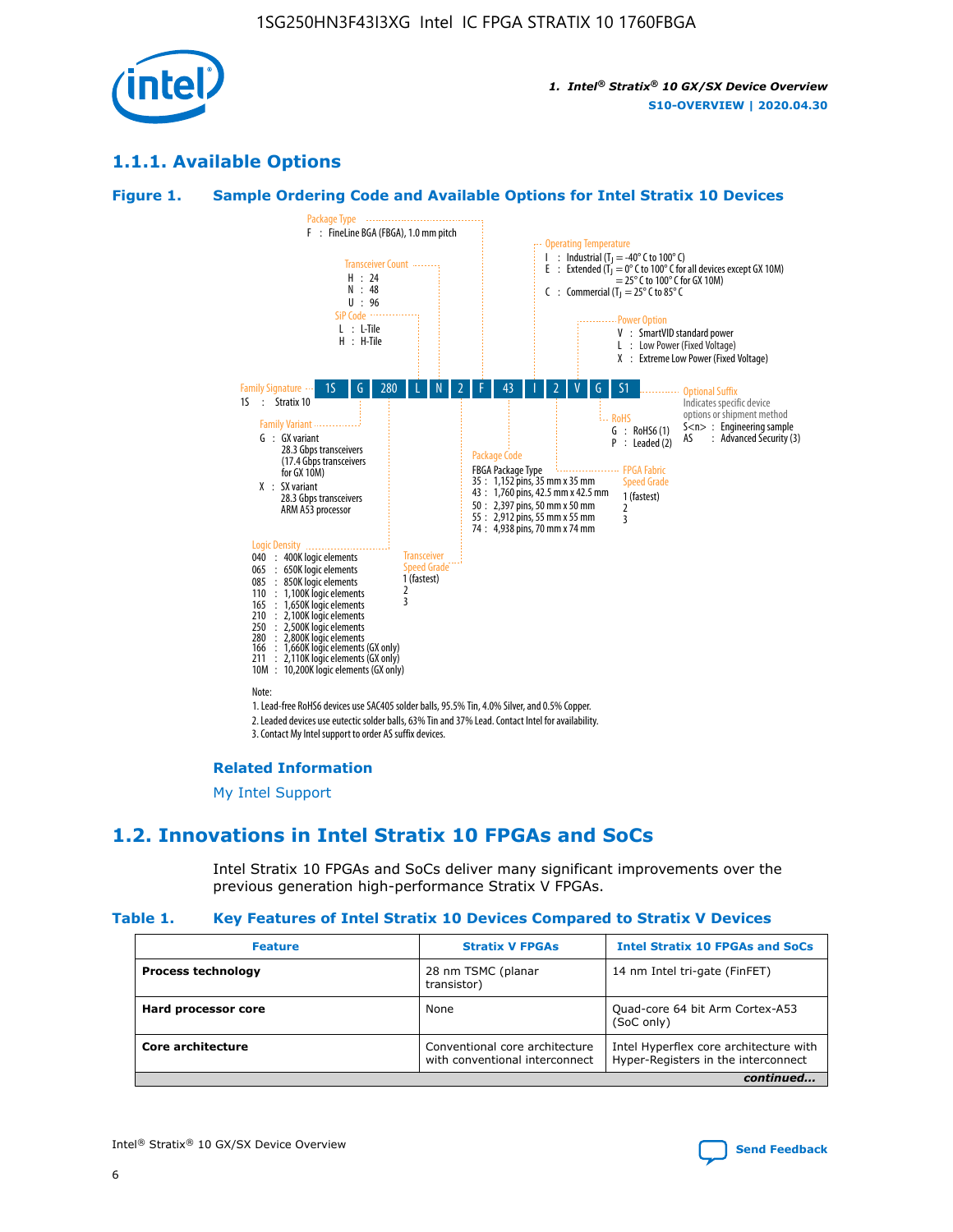## 1.1.1. Available Options

### Figure 1. Sample Ordering Code and Available Options for Intel Stratix 10 Devices

Package Type
F : FineLine BGA (FBGA), 1.0 mm pitch

Transceiver Count
H : 24
N : 48
U : 96

SiP Code
L : L-Tile
H : H-Tile

Operating Temperature
I : Industrial ($T_J$ = -40° C to 100° C)
E : Extended ($T_J$ = 0° C to 100° C for all devices except GX 10M)
= 25° C to 100° C for GX 10M)
C : Commercial ($T_J$ = 25° C to 85° C

Power Option
V : SmartVID standard power
L : Low Power (Fixed Voltage)
X : Extreme Low Power (Fixed Voltage)

Family Signature
1S : Stratix 10

1S | G | 280 | L | N | 2 | F | 43 | I | 2 | V | G | S1

Optional Suffix
Indicates specific device options or shipment method
S<n> : Engineering sample
AS : Advanced Security (3)

RoHS
G : RoHS6 (1)
P : Leaded (2)

Family Variant
G : GX variant
28.3 Gbps transceivers
(17.4 Gbps transceivers for GX 10M)
X : SX variant
28.3 Gbps transceivers
ARM A53 processor

Package Code
FBGA Package Type
35 : 1,152 pins, 35 mm x 35 mm
43 : 1,760 pins, 42.5 mm x 42.5 mm
50 : 2,397 pins, 50 mm x 50 mm
55 : 2,912 pins, 55 mm x 55 mm
74 : 4,938 pins, 70 mm x 74 mm

FPGA Fabric Speed Grade
1 (fastest)
2
3

Logic Density
040 : 400K logic elements
065 : 650K logic elements
085 : 850K logic elements
110 : 1,100K logic elements
165 : 1,650K logic elements
210 : 2,100K logic elements
250 : 2,500K logic elements
280 : 2,800K logic elements
166 : 1,660K logic elements (GX only)
211 : 2,110K logic elements (GX only)
10M : 10,200K logic elements (GX only)

Transceiver Speed Grade
1 (fastest)
2
3

Note:
1. Lead-free RoHS6 devices use SAC405 solder balls, 95.5% Tin, 4.0% Silver, and 0.5% Copper.
2. Leaded devices use eutectic solder balls, 63% Tin and 37% Lead. Contact Intel for availability.
3. Contact My Intel support to order AS suffix devices.

#### Related Information

My Intel Support

## 1.2. Innovations in Intel Stratix 10 FPGAs and SoCs

Intel Stratix 10 FPGAs and SoCs deliver many significant improvements over the previous generation high-performance Stratix V FPGAs.

### Table 1. Key Features of Intel Stratix 10 Devices Compared to Stratix V Devices

| Feature | Stratix V FPGAs | Intel Stratix 10 FPGAs and SoCs |
|---|---|---|
| **Process technology** | 28 nm TSMC (planar transistor) | 14 nm Intel tri-gate (FinFET) |
| **Hard processor core** | None | Quad-core 64 bit Arm Cortex-A53 (SoC only) |
| **Core architecture** | Conventional core architecture with conventional interconnect | Intel Hyperflex core architecture with Hyper-Registers in the interconnect |

*continued...*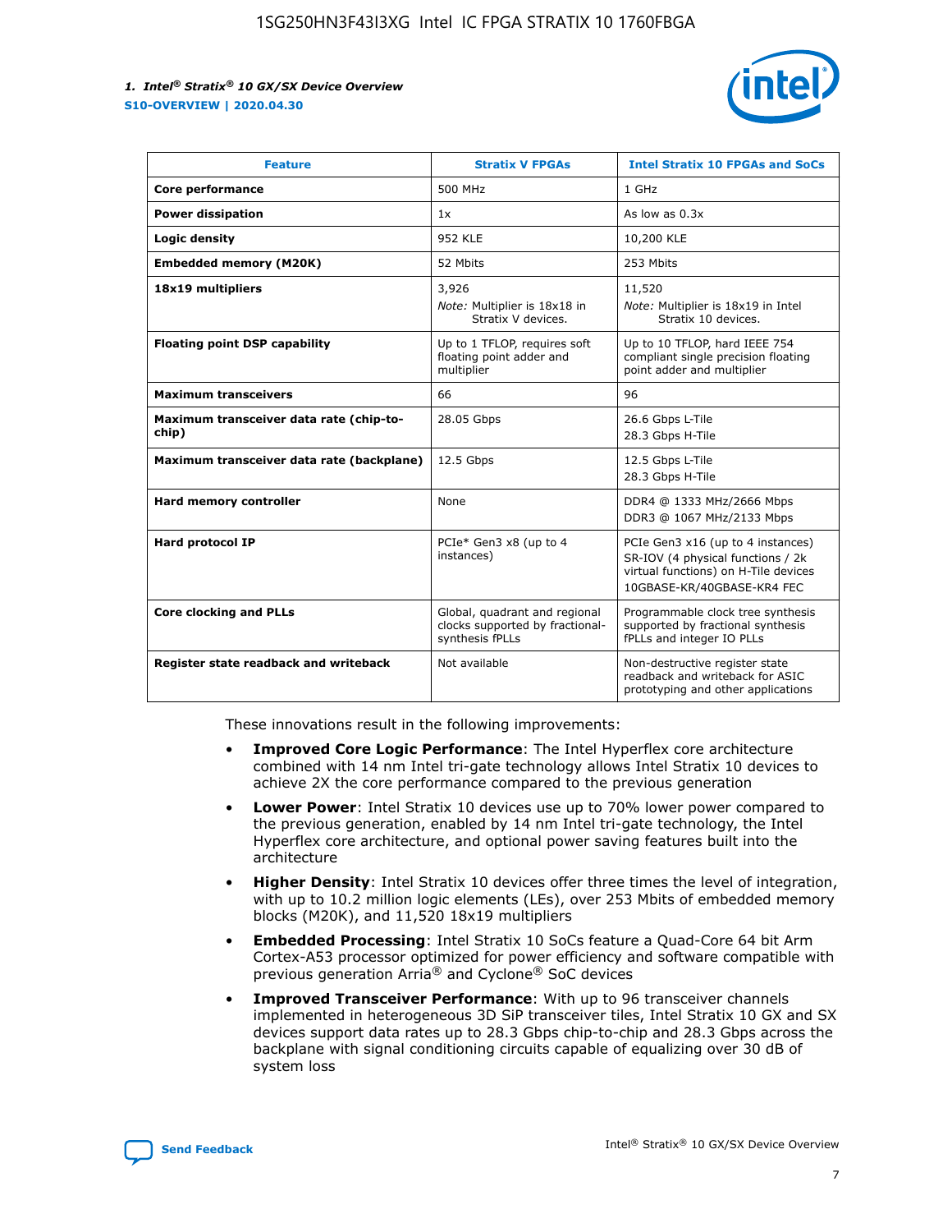| Feature | Stratix V FPGAs | Intel Stratix 10 FPGAs and SoCs |
| --- | --- | --- |
| **Core performance** | 500 MHz | 1 GHz |
| **Power dissipation** | 1x | As low as 0.3x |
| **Logic density** | 952 KLE | 10,200 KLE |
| **Embedded memory (M20K)** | 52 Mbits | 253 Mbits |
| **18x19 multipliers** | 3,926<br>*Note:* Multiplier is 18x18 in Stratix V devices. | 11,520<br>*Note:* Multiplier is 18x19 in Intel Stratix 10 devices. |
| **Floating point DSP capability** | Up to 1 TFLOP, requires soft floating point adder and multiplier | Up to 10 TFLOP, hard IEEE 754 compliant single precision floating point adder and multiplier |
| **Maximum transceivers** | 66 | 96 |
| **Maximum transceiver data rate (chip-to-chip)** | 28.05 Gbps | 26.6 Gbps L-Tile<br>28.3 Gbps H-Tile |
| **Maximum transceiver data rate (backplane)** | 12.5 Gbps | 12.5 Gbps L-Tile<br>28.3 Gbps H-Tile |
| **Hard memory controller** | None | DDR4 @ 1333 MHz/2666 Mbps<br>DDR3 @ 1067 MHz/2133 Mbps |
| **Hard protocol IP** | PCIe* Gen3 x8 (up to 4 instances) | PCIe Gen3 x16 (up to 4 instances)<br>SR-IOV (4 physical functions / 2k virtual functions) on H-Tile devices<br>10GBASE-KR/40GBASE-KR4 FEC |
| **Core clocking and PLLs** | Global, quadrant and regional clocks supported by fractional-synthesis fPLLs | Programmable clock tree synthesis supported by fractional synthesis fPLLs and integer IO PLLs |
| **Register state readback and writeback** | Not available | Non-destructive register state readback and writeback for ASIC prototyping and other applications |

These innovations result in the following improvements:

- **Improved Core Logic Performance**: The Intel Hyperflex core architecture combined with 14 nm Intel tri-gate technology allows Intel Stratix 10 devices to achieve 2X the core performance compared to the previous generation
- **Lower Power**: Intel Stratix 10 devices use up to 70% lower power compared to the previous generation, enabled by 14 nm Intel tri-gate technology, the Intel Hyperflex core architecture, and optional power saving features built into the architecture
- **Higher Density**: Intel Stratix 10 devices offer three times the level of integration, with up to 10.2 million logic elements (LEs), over 253 Mbits of embedded memory blocks (M20K), and 11,520 18x19 multipliers
- **Embedded Processing**: Intel Stratix 10 SoCs feature a Quad-Core 64 bit Arm Cortex-A53 processor optimized for power efficiency and software compatible with previous generation Arria® and Cyclone® SoC devices
- **Improved Transceiver Performance**: With up to 96 transceiver channels implemented in heterogeneous 3D SiP transceiver tiles, Intel Stratix 10 GX and SX devices support data rates up to 28.3 Gbps chip-to-chip and 28.3 Gbps across the backplane with signal conditioning circuits capable of equalizing over 30 dB of system loss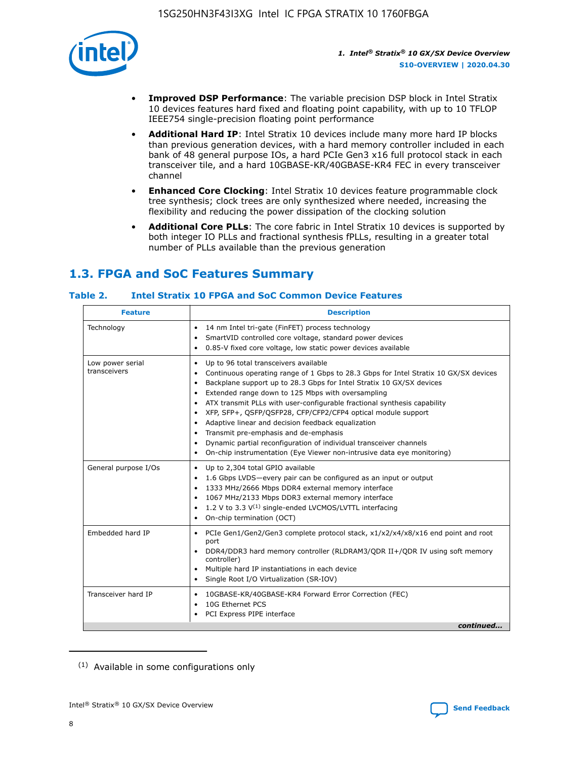- **Improved DSP Performance**: The variable precision DSP block in Intel Stratix 10 devices features hard fixed and floating point capability, with up to 10 TFLOP IEEE754 single-precision floating point performance
- **Additional Hard IP**: Intel Stratix 10 devices include many more hard IP blocks than previous generation devices, with a hard memory controller included in each bank of 48 general purpose IOs, a hard PCIe Gen3 x16 full protocol stack in each transceiver tile, and a hard 10GBASE-KR/40GBASE-KR4 FEC in every transceiver channel
- **Enhanced Core Clocking**: Intel Stratix 10 devices feature programmable clock tree synthesis; clock trees are only synthesized where needed, increasing the flexibility and reducing the power dissipation of the clocking solution
- **Additional Core PLLs**: The core fabric in Intel Stratix 10 devices is supported by both integer IO PLLs and fractional synthesis fPLLs, resulting in a greater total number of PLLs available than the previous generation

## 1.3. FPGA and SoC Features Summary

### Table 2. Intel Stratix 10 FPGA and SoC Common Device Features

| Feature | Description |
|---|---|
| Technology | • 14 nm Intel tri-gate (FinFET) process technology<br>• SmartVID controlled core voltage, standard power devices<br>• 0.85-V fixed core voltage, low static power devices available |
| Low power serial transceivers | • Up to 96 total transceivers available<br>• Continuous operating range of 1 Gbps to 28.3 Gbps for Intel Stratix 10 GX/SX devices<br>• Backplane support up to 28.3 Gbps for Intel Stratix 10 GX/SX devices<br>• Extended range down to 125 Mbps with oversampling<br>• ATX transmit PLLs with user-configurable fractional synthesis capability<br>• XFP, SFP+, QSFP/QSFP28, CFP/CFP2/CFP4 optical module support<br>• Adaptive linear and decision feedback equalization<br>• Transmit pre-emphasis and de-emphasis<br>• Dynamic partial reconfiguration of individual transceiver channels<br>• On-chip instrumentation (Eye Viewer non-intrusive data eye monitoring) |
| General purpose I/Os | • Up to 2,304 total GPIO available<br>• 1.6 Gbps LVDS—every pair can be configured as an input or output<br>• 1333 MHz/2666 Mbps DDR4 external memory interface<br>• 1067 MHz/2133 Mbps DDR3 external memory interface<br>• 1.2 V to 3.3 V[(1)] single-ended LVCMOS/LVTTL interfacing<br>• On-chip termination (OCT) |
| Embedded hard IP | • PCIe Gen1/Gen2/Gen3 complete protocol stack, x1/x2/x4/x8/x16 end point and root port<br>• DDR4/DDR3 hard memory controller (RLDRAM3/QDR II+/QDR IV using soft memory controller)<br>• Multiple hard IP instantiations in each device<br>• Single Root I/O Virtualization (SR-IOV) |
| Transceiver hard IP | • 10GBASE-KR/40GBASE-KR4 Forward Error Correction (FEC)<br>• 10G Ethernet PCS<br>• PCI Express PIPE interface |

*continued...*

(1) Available in some configurations only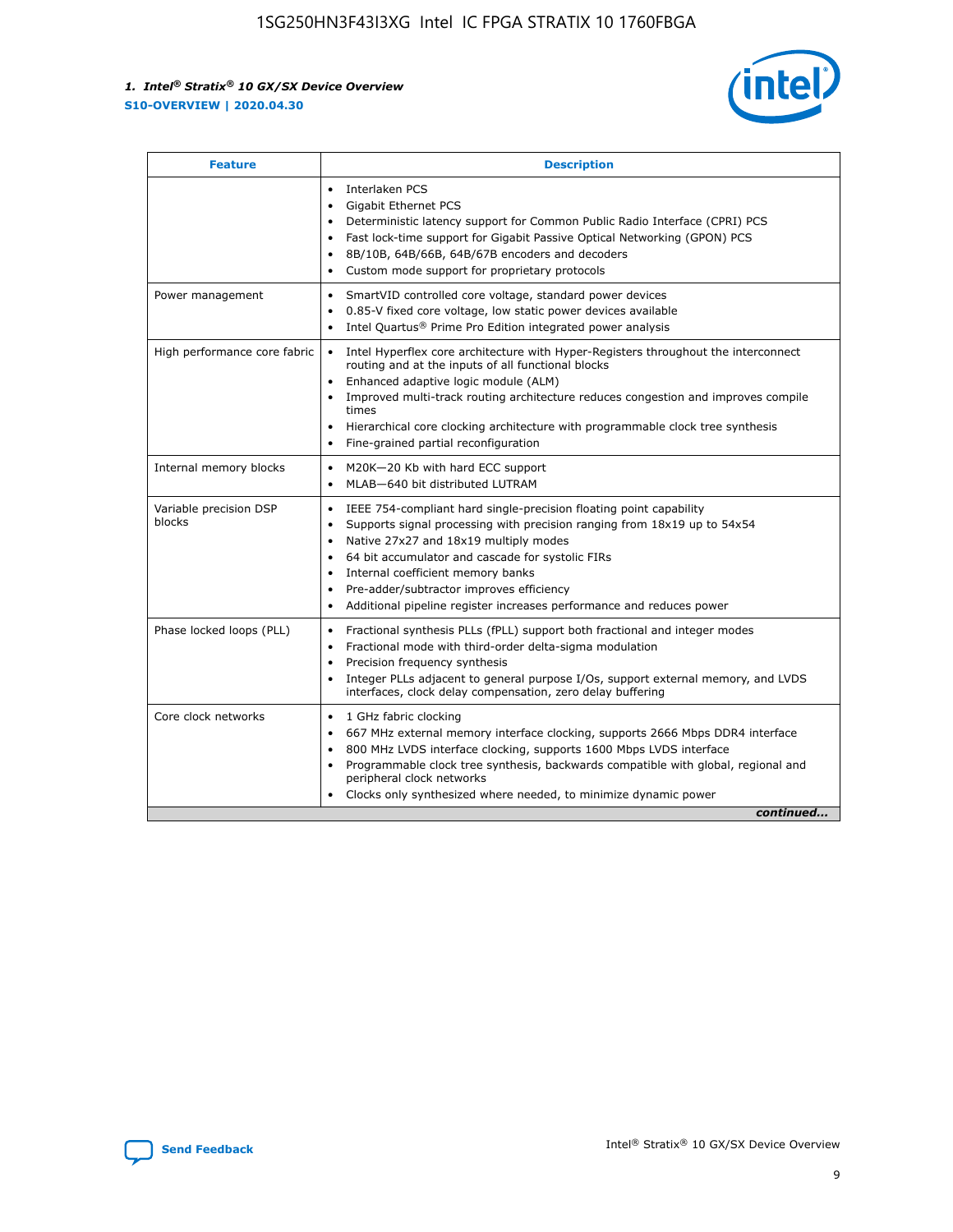| Feature | Description |
| --- | --- |
| | • Interlaken PCS<br>• Gigabit Ethernet PCS<br>• Deterministic latency support for Common Public Radio Interface (CPRI) PCS<br>• Fast lock-time support for Gigabit Passive Optical Networking (GPON) PCS<br>• 8B/10B, 64B/66B, 64B/67B encoders and decoders<br>• Custom mode support for proprietary protocols |
| Power management | • SmartVID controlled core voltage, standard power devices<br>• 0.85-V fixed core voltage, low static power devices available<br>• Intel Quartus® Prime Pro Edition integrated power analysis |
| High performance core fabric | • Intel Hyperflex core architecture with Hyper-Registers throughout the interconnect routing and at the inputs of all functional blocks<br>• Enhanced adaptive logic module (ALM)<br>• Improved multi-track routing architecture reduces congestion and improves compile times<br>• Hierarchical core clocking architecture with programmable clock tree synthesis<br>• Fine-grained partial reconfiguration |
| Internal memory blocks | • M20K—20 Kb with hard ECC support<br>• MLAB—640 bit distributed LUTRAM |
| Variable precision DSP blocks | • IEEE 754-compliant hard single-precision floating point capability<br>• Supports signal processing with precision ranging from 18x19 up to 54x54<br>• Native 27x27 and 18x19 multiply modes<br>• 64 bit accumulator and cascade for systolic FIRs<br>• Internal coefficient memory banks<br>• Pre-adder/subtractor improves efficiency<br>• Additional pipeline register increases performance and reduces power |
| Phase locked loops (PLL) | • Fractional synthesis PLLs (fPLL) support both fractional and integer modes<br>• Fractional mode with third-order delta-sigma modulation<br>• Precision frequency synthesis<br>• Integer PLLs adjacent to general purpose I/Os, support external memory, and LVDS interfaces, clock delay compensation, zero delay buffering |
| Core clock networks | • 1 GHz fabric clocking<br>• 667 MHz external memory interface clocking, supports 2666 Mbps DDR4 interface<br>• 800 MHz LVDS interface clocking, supports 1600 Mbps LVDS interface<br>• Programmable clock tree synthesis, backwards compatible with global, regional and peripheral clock networks<br>• Clocks only synthesized where needed, to minimize dynamic power |

*continued...*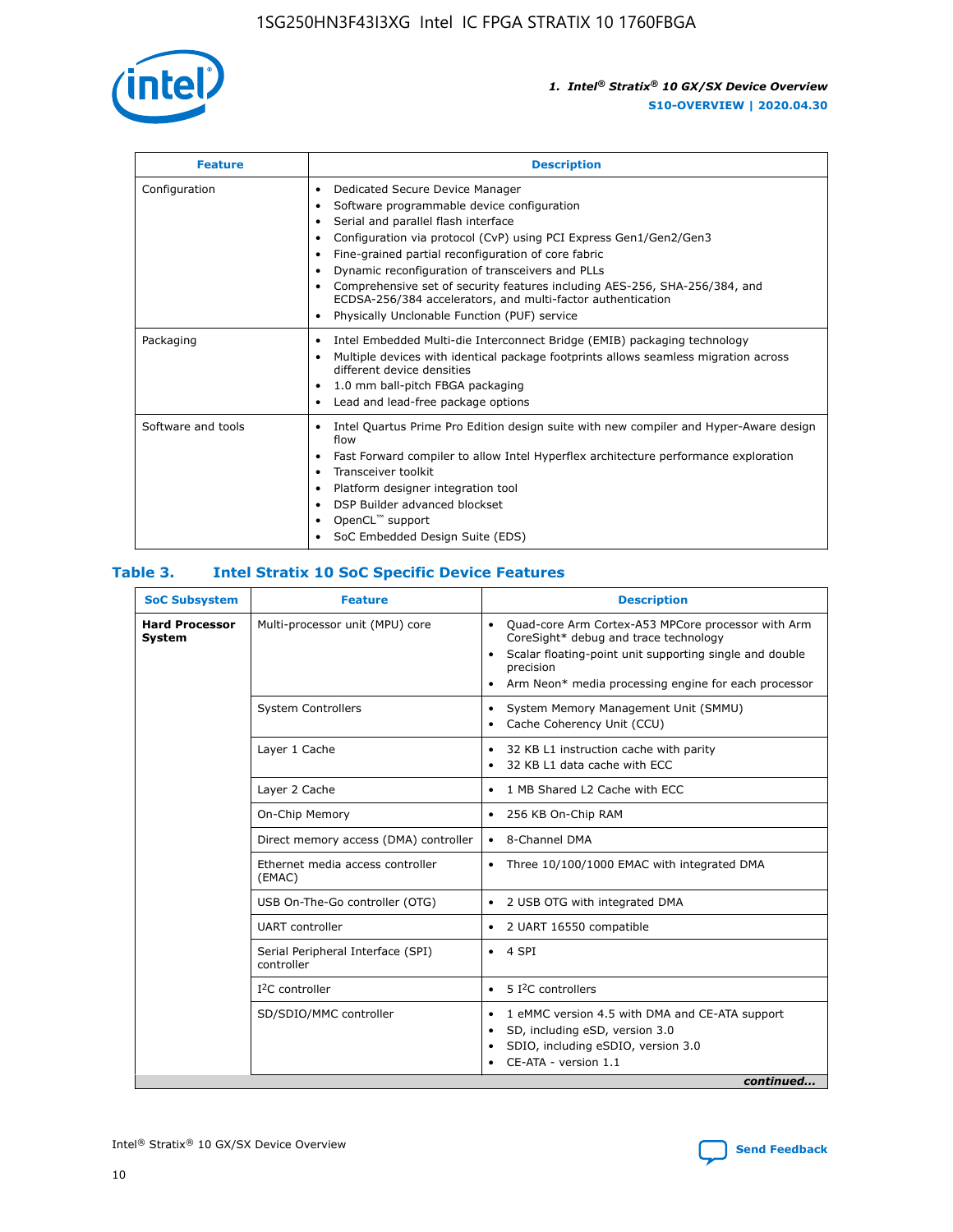| Feature | Description |
| --- | --- |
| Configuration | • Dedicated Secure Device Manager<br>• Software programmable device configuration<br>• Serial and parallel flash interface<br>• Configuration via protocol (CvP) using PCI Express Gen1/Gen2/Gen3<br>• Fine-grained partial reconfiguration of core fabric<br>• Dynamic reconfiguration of transceivers and PLLs<br>• Comprehensive set of security features including AES-256, SHA-256/384, and ECDSA-256/384 accelerators, and multi-factor authentication<br>• Physically Unclonable Function (PUF) service |
| Packaging | • Intel Embedded Multi-die Interconnect Bridge (EMIB) packaging technology<br>• Multiple devices with identical package footprints allows seamless migration across different device densities<br>• 1.0 mm ball-pitch FBGA packaging<br>• Lead and lead-free package options |
| Software and tools | • Intel Quartus Prime Pro Edition design suite with new compiler and Hyper-Aware design flow<br>• Fast Forward compiler to allow Intel Hyperflex architecture performance exploration<br>• Transceiver toolkit<br>• Platform designer integration tool<br>• DSP Builder advanced blockset<br>• OpenCL™ support<br>• SoC Embedded Design Suite (EDS) |

## Table 3. Intel Stratix 10 SoC Specific Device Features

| SoC Subsystem | Feature | Description |
| --- | --- | --- |
| **Hard Processor System** | Multi-processor unit (MPU) core | • Quad-core Arm Cortex-A53 MPCore processor with Arm CoreSight* debug and trace technology<br>• Scalar floating-point unit supporting single and double precision<br>• Arm Neon* media processing engine for each processor |
| | System Controllers | • System Memory Management Unit (SMMU)<br>• Cache Coherency Unit (CCU) |
| | Layer 1 Cache | • 32 KB L1 instruction cache with parity<br>• 32 KB L1 data cache with ECC |
| | Layer 2 Cache | • 1 MB Shared L2 Cache with ECC |
| | On-Chip Memory | • 256 KB On-Chip RAM |
| | Direct memory access (DMA) controller | • 8-Channel DMA |
| | Ethernet media access controller (EMAC) | • Three 10/100/1000 EMAC with integrated DMA |
| | USB On-The-Go controller (OTG) | • 2 USB OTG with integrated DMA |
| | UART controller | • 2 UART 16550 compatible |
| | Serial Peripheral Interface (SPI) controller | • 4 SPI |
| | I²C controller | • 5 I²C controllers |
| | SD/SDIO/MMC controller | • 1 eMMC version 4.5 with DMA and CE-ATA support<br>• SD, including eSD, version 3.0<br>• SDIO, including eSDIO, version 3.0<br>• CE-ATA - version 1.1 |

*continued...*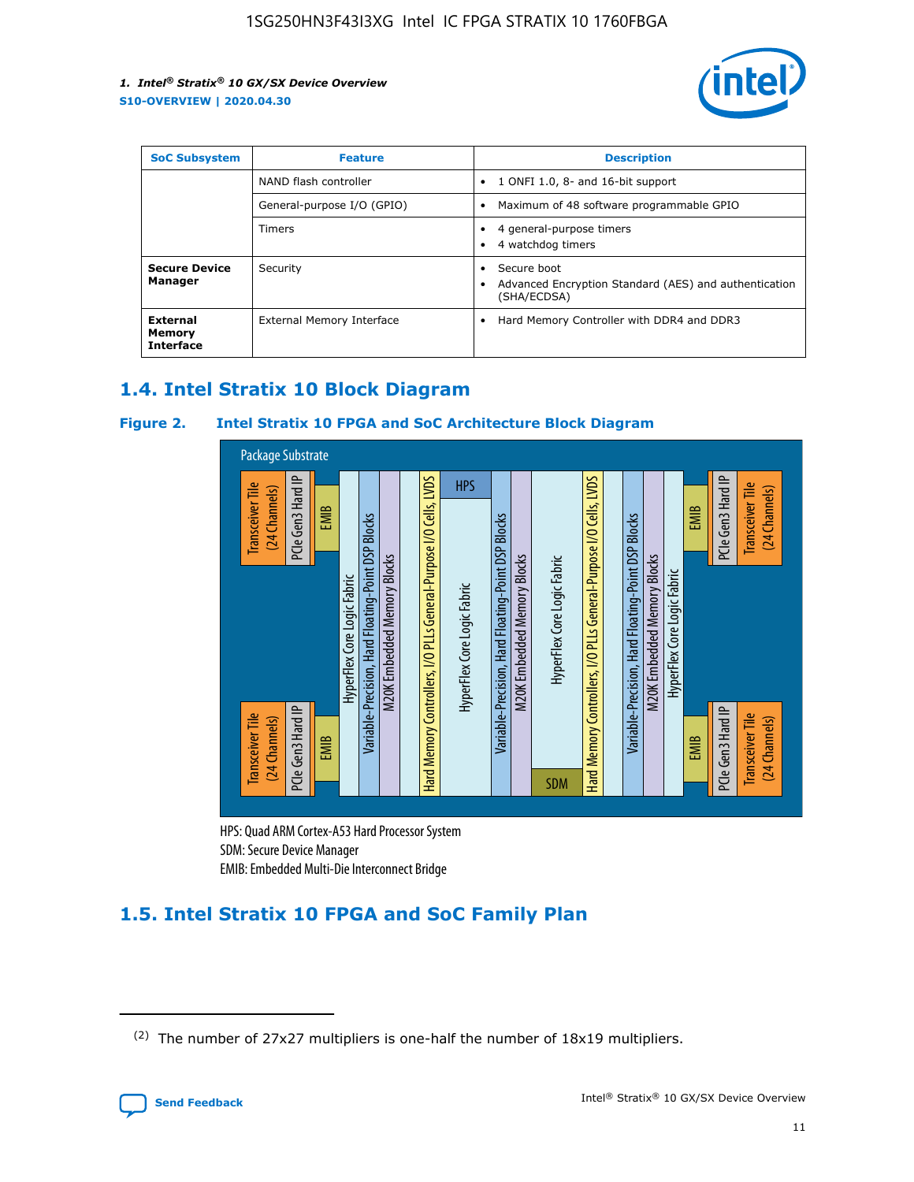| SoC Subsystem | Feature | Description |
| --- | --- | --- |
| | NAND flash controller | • 1 ONFI 1.0, 8- and 16-bit support |
| | General-purpose I/O (GPIO) | • Maximum of 48 software programmable GPIO |
| | Timers | • 4 general-purpose timers<br>• 4 watchdog timers |
| **Secure Device Manager** | Security | • Secure boot<br>• Advanced Encryption Standard (AES) and authentication (SHA/ECDSA) |
| **External Memory Interface** | External Memory Interface | • Hard Memory Controller with DDR4 and DDR3 |

## 1.4. Intel Stratix 10 Block Diagram

### Figure 2. Intel Stratix 10 FPGA and SoC Architecture Block Diagram

Package Substrate
Transceiver Tile (24 Channels)
PCIe Gen3 Hard IP
EMIB
HyperFlex Core Logic Fabric
Variable-Precision, Hard Floating-Point DSP Blocks
M20K Embedded Memory Blocks
Hard Memory Controllers, I/O PLLs General-Purpose I/O Cells, LVDS
HPS
SDM

HPS: Quad ARM Cortex-A53 Hard Processor System
SDM: Secure Device Manager
EMIB: Embedded Multi-Die Interconnect Bridge

## 1.5. Intel Stratix 10 FPGA and SoC Family Plan

(2) The number of 27x27 multipliers is one-half the number of 18x19 multipliers.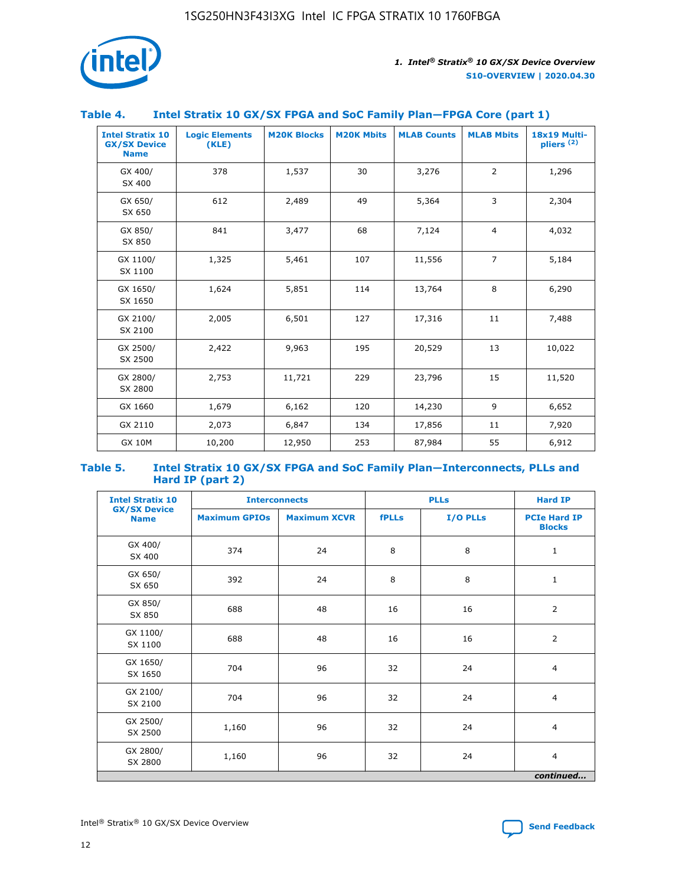**Table 4. Intel Stratix 10 GX/SX FPGA and SoC Family Plan—FPGA Core (part 1)**

| Intel Stratix 10 GX/SX Device Name | Logic Elements (KLE) | M20K Blocks | M20K Mbits | MLAB Counts | MLAB Mbits | 18x19 Multipliers (2) |
|---|---|---|---|---|---|---|
| GX 400/ SX 400 | 378 | 1,537 | 30 | 3,276 | 2 | 1,296 |
| GX 650/ SX 650 | 612 | 2,489 | 49 | 5,364 | 3 | 2,304 |
| GX 850/ SX 850 | 841 | 3,477 | 68 | 7,124 | 4 | 4,032 |
| GX 1100/ SX 1100 | 1,325 | 5,461 | 107 | 11,556 | 7 | 5,184 |
| GX 1650/ SX 1650 | 1,624 | 5,851 | 114 | 13,764 | 8 | 6,290 |
| GX 2100/ SX 2100 | 2,005 | 6,501 | 127 | 17,316 | 11 | 7,488 |
| GX 2500/ SX 2500 | 2,422 | 9,963 | 195 | 20,529 | 13 | 10,022 |
| GX 2800/ SX 2800 | 2,753 | 11,721 | 229 | 23,796 | 15 | 11,520 |
| GX 1660 | 1,679 | 6,162 | 120 | 14,230 | 9 | 6,652 |
| GX 2110 | 2,073 | 6,847 | 134 | 17,856 | 11 | 7,920 |
| GX 10M | 10,200 | 12,950 | 253 | 87,984 | 55 | 6,912 |

**Table 5. Intel Stratix 10 GX/SX FPGA and SoC Family Plan—Interconnects, PLLs and Hard IP (part 2)**

| Intel Stratix 10 GX/SX Device Name | Interconnects | | PLLs | | Hard IP |
|---|---|---|---|---|---|
| | Maximum GPIOs | Maximum XCVR | fPLLs | I/O PLLs | PCIe Hard IP Blocks |
| GX 400/ SX 400 | 374 | 24 | 8 | 8 | 1 |
| GX 650/ SX 650 | 392 | 24 | 8 | 8 | 1 |
| GX 850/ SX 850 | 688 | 48 | 16 | 16 | 2 |
| GX 1100/ SX 1100 | 688 | 48 | 16 | 16 | 2 |
| GX 1650/ SX 1650 | 704 | 96 | 32 | 24 | 4 |
| GX 2100/ SX 2100 | 704 | 96 | 32 | 24 | 4 |
| GX 2500/ SX 2500 | 1,160 | 96 | 32 | 24 | 4 |
| GX 2800/ SX 2800 | 1,160 | 96 | 32 | 24 | 4 |

*continued...*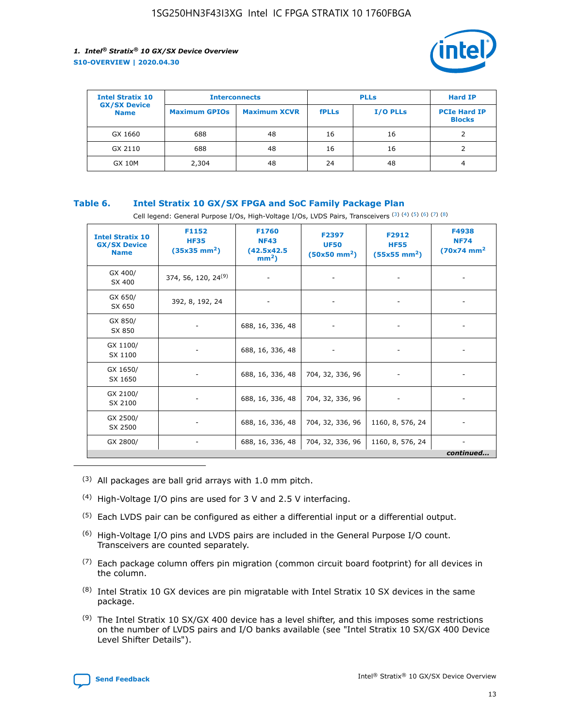| Intel Stratix 10 GX/SX Device Name | Interconnects | | PLLs | | Hard IP |
|---|---|---|---|---|---|
| | Maximum GPIOs | Maximum XCVR | fPLLs | I/O PLLs | PCIe Hard IP Blocks |
| GX 1660 | 688 | 48 | 16 | 16 | 2 |
| GX 2110 | 688 | 48 | 16 | 16 | 2 |
| GX 10M | 2,304 | 48 | 24 | 48 | 4 |

**Table 6. Intel Stratix 10 GX/SX FPGA and SoC Family Package Plan**

Cell legend: General Purpose I/Os, High-Voltage I/Os, LVDS Pairs, Transceivers [3] [4] [5] [6] [7] [8]

| Intel Stratix 10 GX/SX Device Name | F1152 HF35 (35x35 mm²) | F1760 NF43 (42.5x42.5 mm²) | F2397 UF50 (50x50 mm²) | F2912 HF55 (55x55 mm²) | F4938 NF74 (70x74 mm² |
|---|---|---|---|---|---|
| GX 400/ SX 400 | 374, 56, 120, 24[9] | - | - | - | - |
| GX 650/ SX 650 | 392, 8, 192, 24 | - | - | - | - |
| GX 850/ SX 850 | - | 688, 16, 336, 48 | - | - | - |
| GX 1100/ SX 1100 | - | 688, 16, 336, 48 | - | - | - |
| GX 1650/ SX 1650 | - | 688, 16, 336, 48 | 704, 32, 336, 96 | - | - |
| GX 2100/ SX 2100 | - | 688, 16, 336, 48 | 704, 32, 336, 96 | - | - |
| GX 2500/ SX 2500 | - | 688, 16, 336, 48 | 704, 32, 336, 96 | 1160, 8, 576, 24 | - |
| GX 2800/ | - | 688, 16, 336, 48 | 704, 32, 336, 96 | 1160, 8, 576, 24 | - |

*continued...*

(3) All packages are ball grid arrays with 1.0 mm pitch.

(4) High-Voltage I/O pins are used for 3 V and 2.5 V interfacing.

(5) Each LVDS pair can be configured as either a differential input or a differential output.

(6) High-Voltage I/O pins and LVDS pairs are included in the General Purpose I/O count. Transceivers are counted separately.

(7) Each package column offers pin migration (common circuit board footprint) for all devices in the column.

(8) Intel Stratix 10 GX devices are pin migratable with Intel Stratix 10 SX devices in the same package.

(9) The Intel Stratix 10 SX/GX 400 device has a level shifter, and this imposes some restrictions on the number of LVDS pairs and I/O banks available (see "Intel Stratix 10 SX/GX 400 Device Level Shifter Details").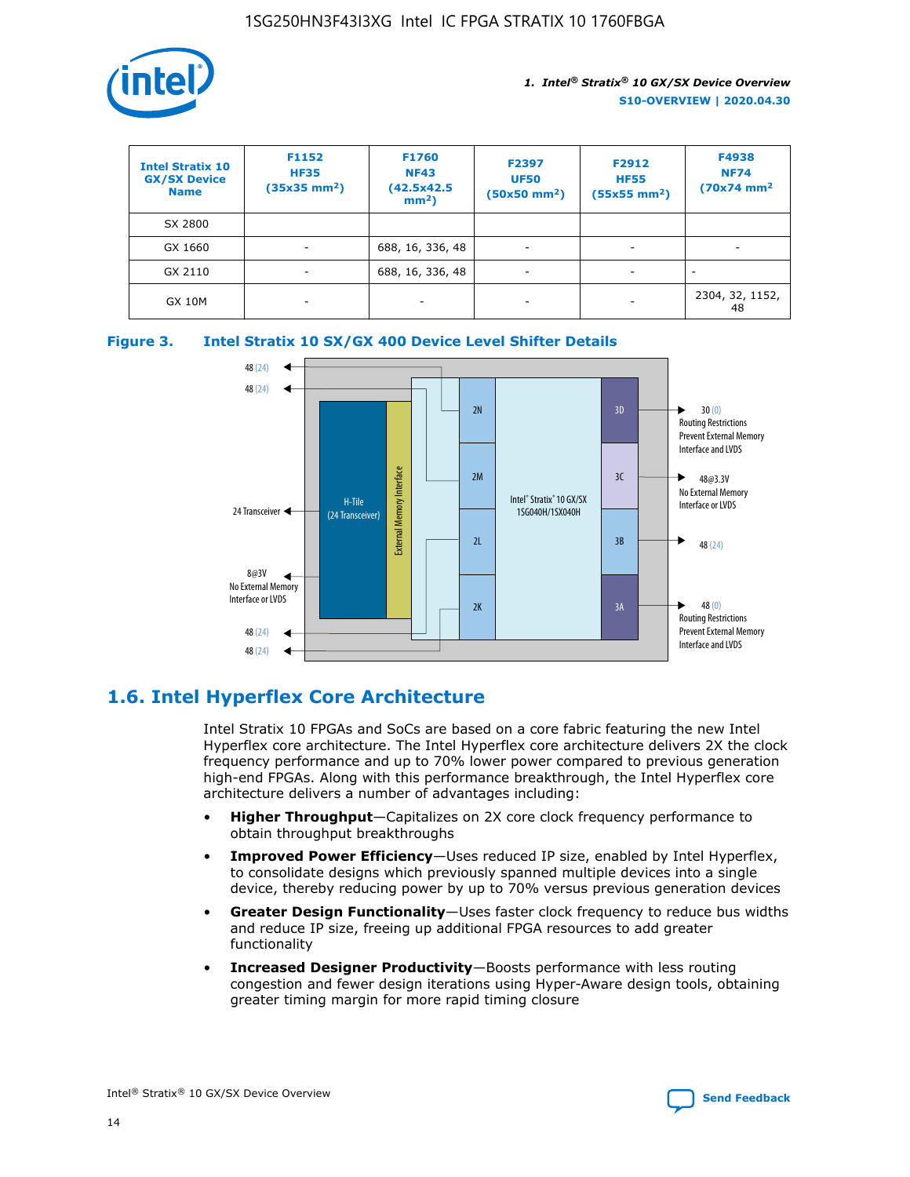| Intel Stratix 10 GX/SX Device Name | F1152 HF35 (35x35 mm[2]) | F1760 NF43 (42.5x42.5 mm[2]) | F2397 UF50 (50x50 mm[2]) | F2912 HF55 (55x55 mm[2]) | F4938 NF74 (70x74 mm[2] |
|---|---|---|---|---|---|
| SX 2800 | | | | | |
| GX 1660 | - | 688, 16, 336, 48 | - | - | - |
| GX 2110 | - | 688, 16, 336, 48 | - | - | - |
| GX 10M | - | - | - | - | 2304, 32, 1152, 48 |

**Figure 3. Intel Stratix 10 SX/GX 400 Device Level Shifter Details**

48 (24)
48 (24)
24 Transceiver
8@3V
No External Memory Interface or LVDS
48 (24)
48 (24)
H-Tile (24 Transceiver)
External Memory Interface
2N
2M
2L
2K
Intel® Stratix® 10 GX/SX 1SG040H/1SX040H
3D
3C
3B
3A
30 (0) Routing Restrictions Prevent External Memory Interface and LVDS
48@3.3V No External Memory Interface or LVDS
48 (24)
48 (0) Routing Restrictions Prevent External Memory Interface and LVDS

## 1.6. Intel Hyperflex Core Architecture

Intel Stratix 10 FPGAs and SoCs are based on a core fabric featuring the new Intel Hyperflex core architecture. The Intel Hyperflex core architecture delivers 2X the clock frequency performance and up to 70% lower power compared to previous generation high-end FPGAs. Along with this performance breakthrough, the Intel Hyperflex core architecture delivers a number of advantages including:

- **Higher Throughput**—Capitalizes on 2X core clock frequency performance to obtain throughput breakthroughs
- **Improved Power Efficiency**—Uses reduced IP size, enabled by Intel Hyperflex, to consolidate designs which previously spanned multiple devices into a single device, thereby reducing power by up to 70% versus previous generation devices
- **Greater Design Functionality**—Uses faster clock frequency to reduce bus widths and reduce IP size, freeing up additional FPGA resources to add greater functionality
- **Increased Designer Productivity**—Boosts performance with less routing congestion and fewer design iterations using Hyper-Aware design tools, obtaining greater timing margin for more rapid timing closure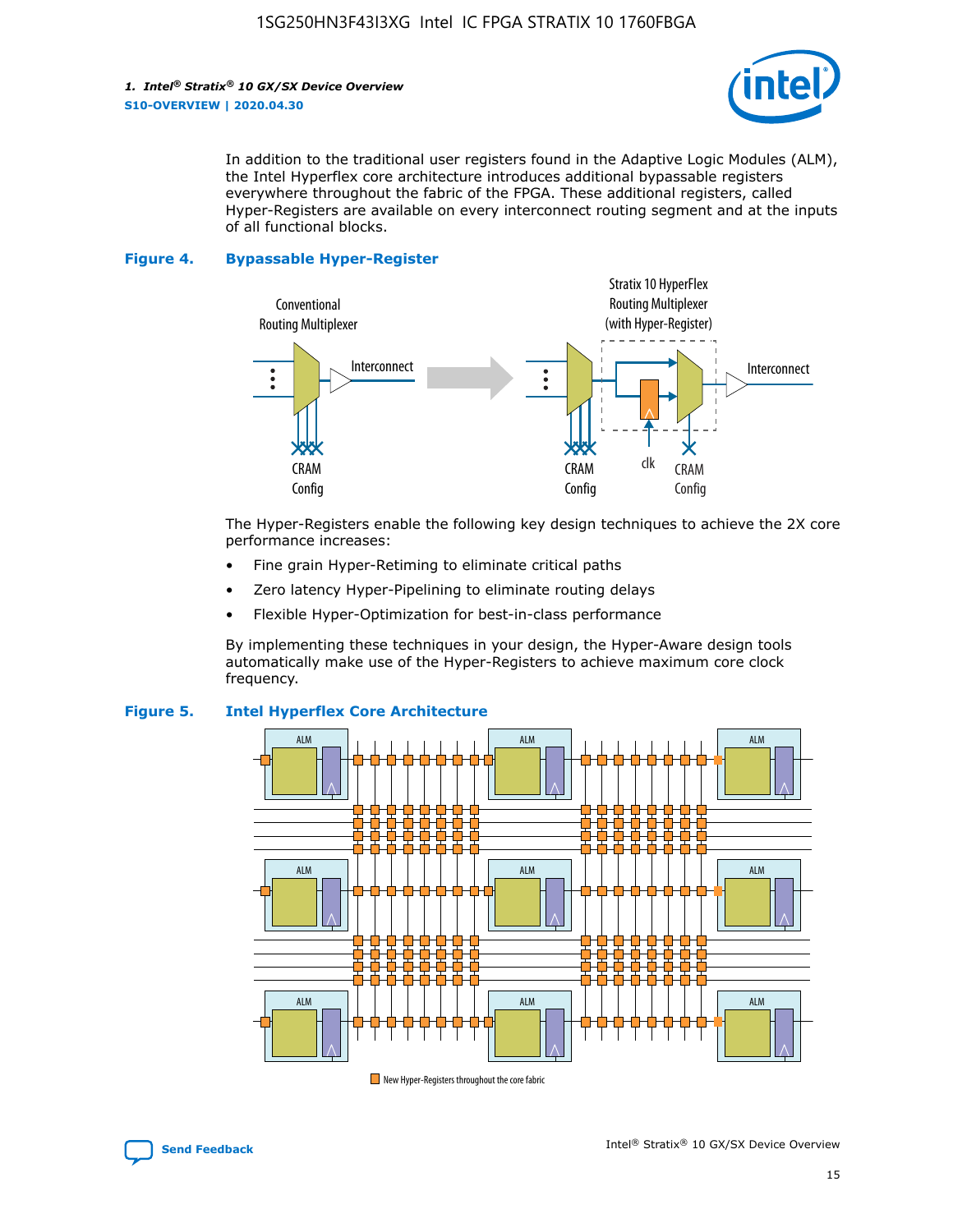In addition to the traditional user registers found in the Adaptive Logic Modules (ALM), the Intel Hyperflex core architecture introduces additional bypassable registers everywhere throughout the fabric of the FPGA. These additional registers, called Hyper-Registers are available on every interconnect routing segment and at the inputs of all functional blocks.

**Figure 4. Bypassable Hyper-Register**

Conventional Routing Multiplexer
Interconnect
CRAM Config
Stratix 10 HyperFlex Routing Multiplexer (with Hyper-Register)
Interconnect
CRAM Config
clk
CRAM Config

The Hyper-Registers enable the following key design techniques to achieve the 2X core performance increases:

- Fine grain Hyper-Retiming to eliminate critical paths
- Zero latency Hyper-Pipelining to eliminate routing delays
- Flexible Hyper-Optimization for best-in-class performance

By implementing these techniques in your design, the Hyper-Aware design tools automatically make use of the Hyper-Registers to achieve maximum core clock frequency.

**Figure 5. Intel Hyperflex Core Architecture**

ALM
ALM
ALM
ALM
ALM
ALM
ALM
ALM
ALM
New Hyper-Registers throughout the core fabric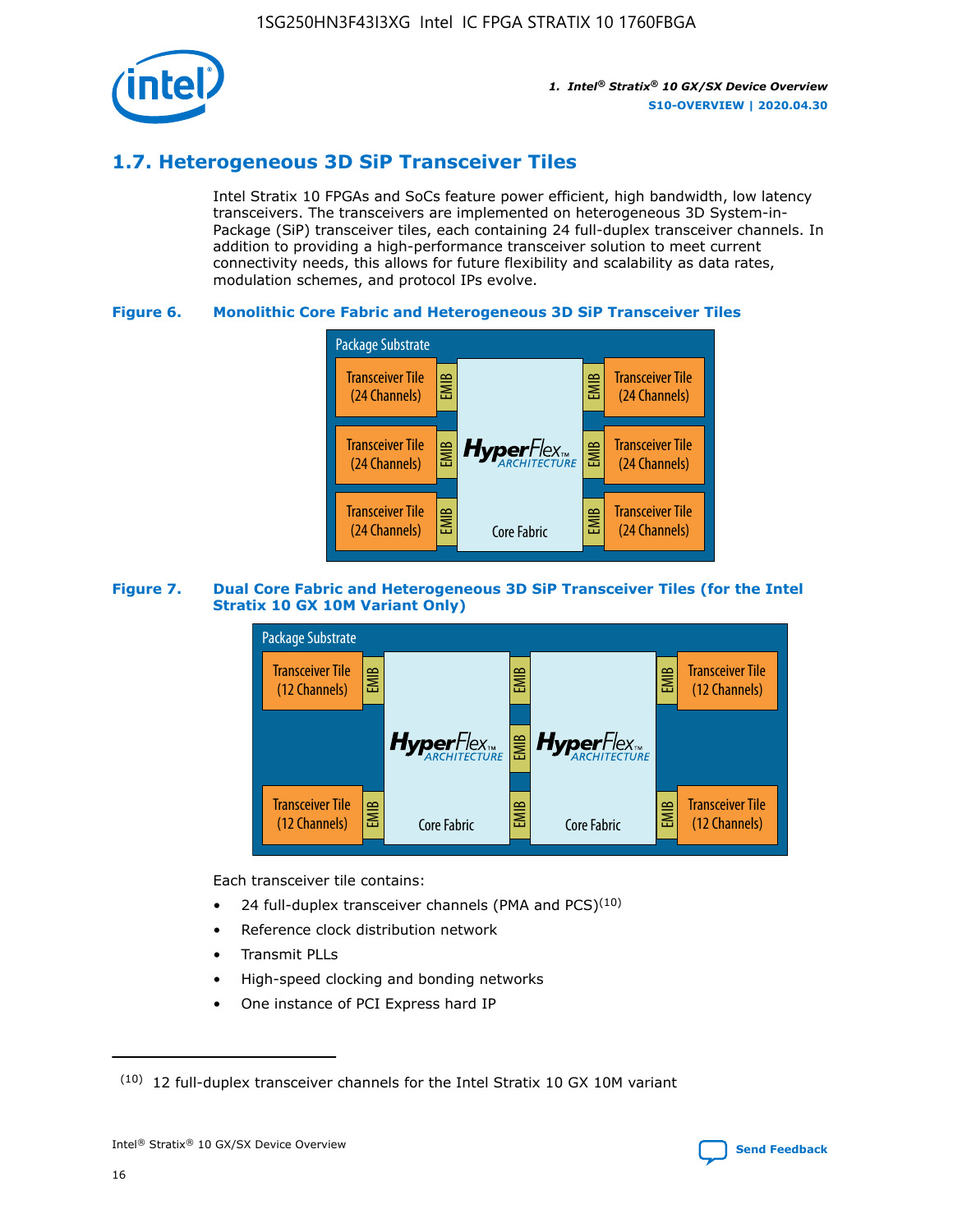## 1.7. Heterogeneous 3D SiP Transceiver Tiles

Intel Stratix 10 FPGAs and SoCs feature power efficient, high bandwidth, low latency transceivers. The transceivers are implemented on heterogeneous 3D System-in-Package (SiP) transceiver tiles, each containing 24 full-duplex transceiver channels. In addition to providing a high-performance transceiver solution to meet current connectivity needs, this allows for future flexibility and scalability as data rates, modulation schemes, and protocol IPs evolve.

**Figure 6. Monolithic Core Fabric and Heterogeneous 3D SiP Transceiver Tiles**

Package Substrate

Transceiver Tile (24 Channels)

EMIB

HyperFlex ARCHITECTURE

Core Fabric

**Figure 7. Dual Core Fabric and Heterogeneous 3D SiP Transceiver Tiles (for the Intel Stratix 10 GX 10M Variant Only)**

Package Substrate

Transceiver Tile (12 Channels)

EMIB

HyperFlex ARCHITECTURE

Core Fabric

Each transceiver tile contains:

- 24 full-duplex transceiver channels (PMA and PCS)[10]
- Reference clock distribution network
- Transmit PLLs
- High-speed clocking and bonding networks
- One instance of PCI Express hard IP

(10) 12 full-duplex transceiver channels for the Intel Stratix 10 GX 10M variant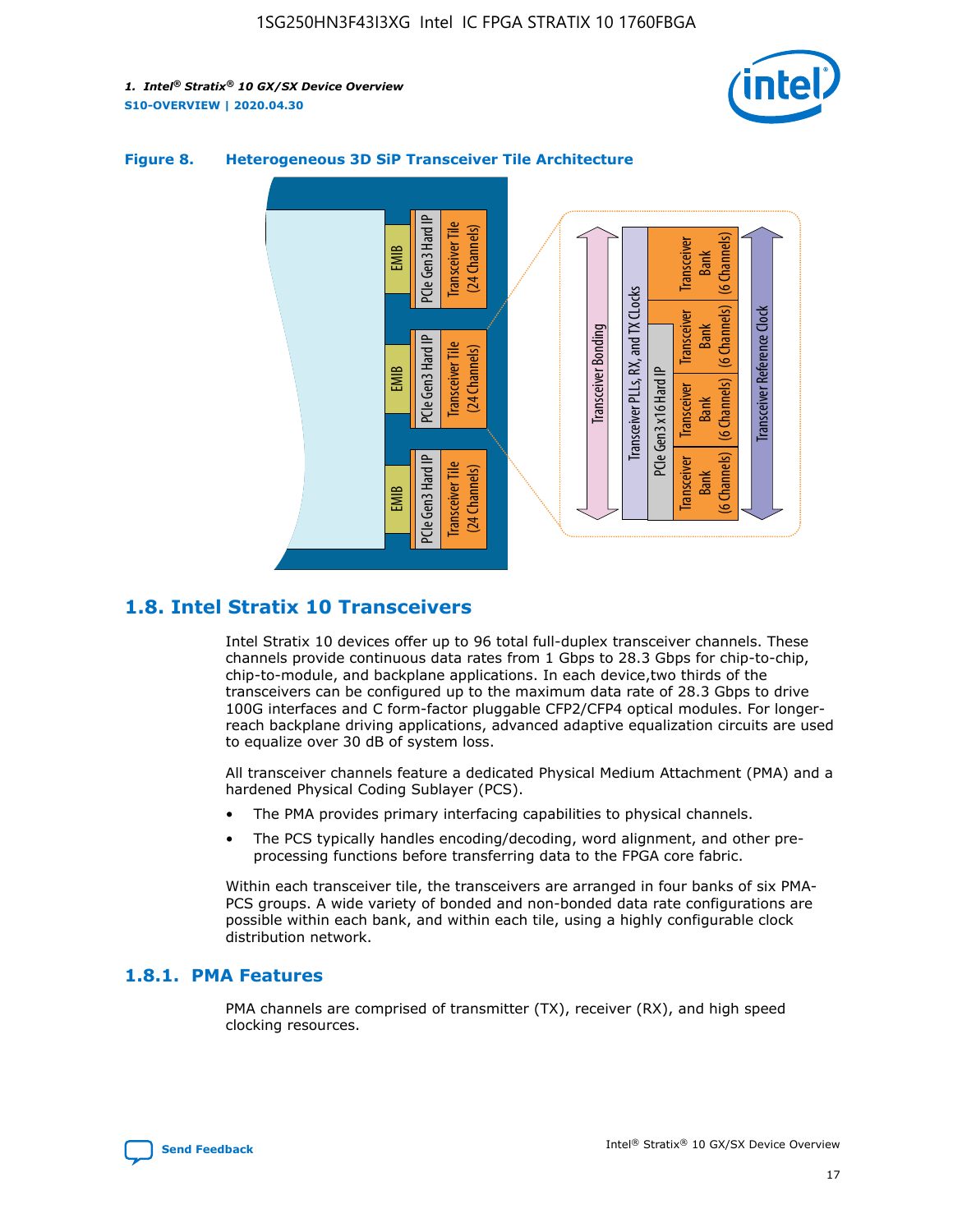**Figure 8. Heterogeneous 3D SiP Transceiver Tile Architecture**

EMIB
PCIe Gen3 Hard IP
Transceiver Tile (24 Channels)
EMIB
PCIe Gen3 Hard IP
Transceiver Tile (24 Channels)
EMIB
PCIe Gen3 Hard IP
Transceiver Tile (24 Channels)

Transceiver Bonding
Transceiver PLLs, RX, and TX Clocks
PCIe Gen3 x16 Hard IP
Transceiver Bank (6 Channels)
Transceiver Bank (6 Channels)
Transceiver Bank (6 Channels)
Transceiver Bank (6 Channels)
Transceiver Reference Clock

## 1.8. Intel Stratix 10 Transceivers

Intel Stratix 10 devices offer up to 96 total full-duplex transceiver channels. These channels provide continuous data rates from 1 Gbps to 28.3 Gbps for chip-to-chip, chip-to-module, and backplane applications. In each device,two thirds of the transceivers can be configured up to the maximum data rate of 28.3 Gbps to drive 100G interfaces and C form-factor pluggable CFP2/CFP4 optical modules. For longer-reach backplane driving applications, advanced adaptive equalization circuits are used to equalize over 30 dB of system loss.

All transceiver channels feature a dedicated Physical Medium Attachment (PMA) and a hardened Physical Coding Sublayer (PCS).

- The PMA provides primary interfacing capabilities to physical channels.
- The PCS typically handles encoding/decoding, word alignment, and other pre-processing functions before transferring data to the FPGA core fabric.

Within each transceiver tile, the transceivers are arranged in four banks of six PMA-PCS groups. A wide variety of bonded and non-bonded data rate configurations are possible within each bank, and within each tile, using a highly configurable clock distribution network.

### 1.8.1. PMA Features

PMA channels are comprised of transmitter (TX), receiver (RX), and high speed clocking resources.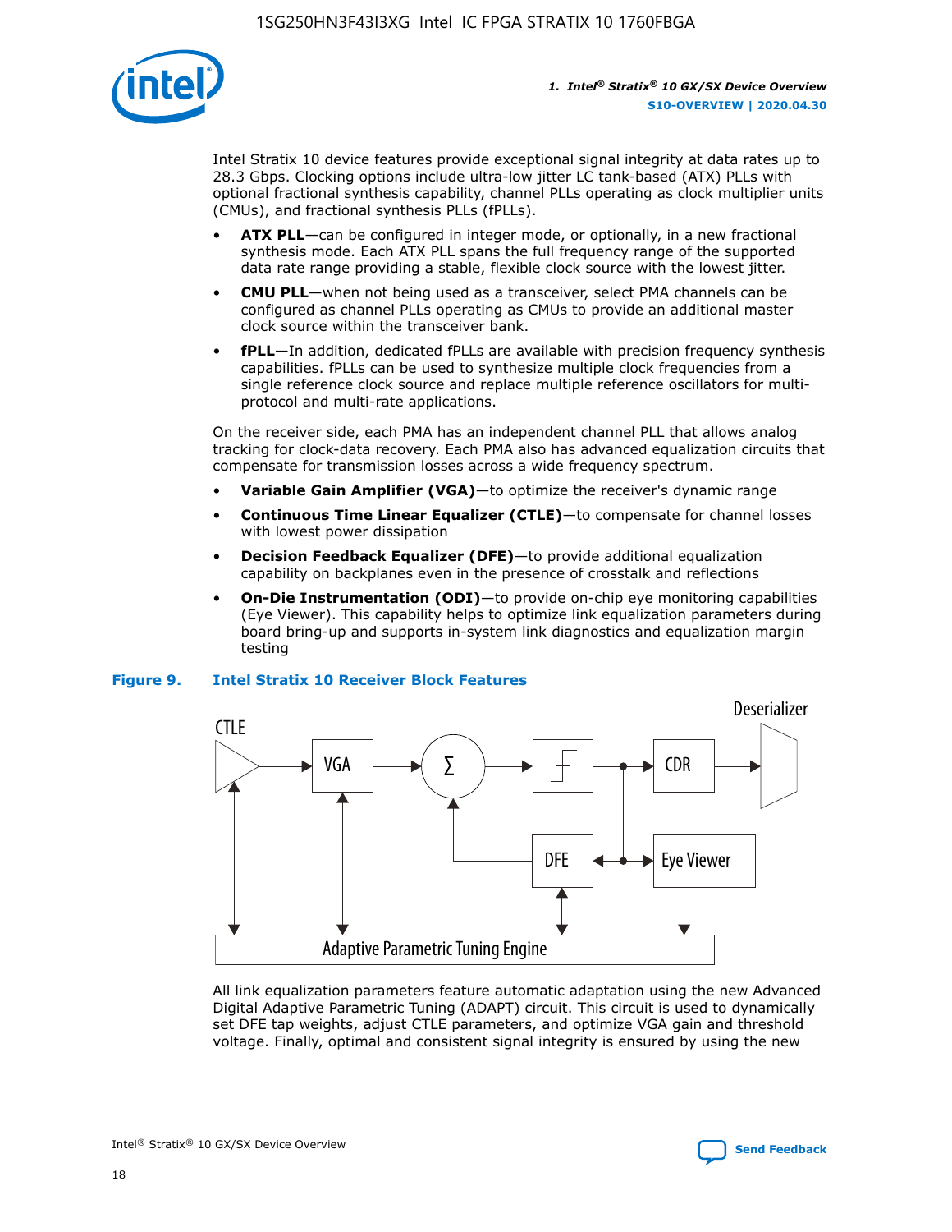Intel Stratix 10 device features provide exceptional signal integrity at data rates up to 28.3 Gbps. Clocking options include ultra-low jitter LC tank-based (ATX) PLLs with optional fractional synthesis capability, channel PLLs operating as clock multiplier units (CMUs), and fractional synthesis PLLs (fPLLs).

- **ATX PLL**—can be configured in integer mode, or optionally, in a new fractional synthesis mode. Each ATX PLL spans the full frequency range of the supported data rate range providing a stable, flexible clock source with the lowest jitter.
- **CMU PLL**—when not being used as a transceiver, select PMA channels can be configured as channel PLLs operating as CMUs to provide an additional master clock source within the transceiver bank.
- **fPLL**—In addition, dedicated fPLLs are available with precision frequency synthesis capabilities. fPLLs can be used to synthesize multiple clock frequencies from a single reference clock source and replace multiple reference oscillators for multi-protocol and multi-rate applications.

On the receiver side, each PMA has an independent channel PLL that allows analog tracking for clock-data recovery. Each PMA also has advanced equalization circuits that compensate for transmission losses across a wide frequency spectrum.

- **Variable Gain Amplifier (VGA)**—to optimize the receiver's dynamic range
- **Continuous Time Linear Equalizer (CTLE)**—to compensate for channel losses with lowest power dissipation
- **Decision Feedback Equalizer (DFE)**—to provide additional equalization capability on backplanes even in the presence of crosstalk and reflections
- **On-Die Instrumentation (ODI)**—to provide on-chip eye monitoring capabilities (Eye Viewer). This capability helps to optimize link equalization parameters during board bring-up and supports in-system link diagnostics and equalization margin testing

**Figure 9. Intel Stratix 10 Receiver Block Features**

CTLE
VGA
∑
CDR
Deserializer
DFE
Eye Viewer
Adaptive Parametric Tuning Engine

All link equalization parameters feature automatic adaptation using the new Advanced Digital Adaptive Parametric Tuning (ADAPT) circuit. This circuit is used to dynamically set DFE tap weights, adjust CTLE parameters, and optimize VGA gain and threshold voltage. Finally, optimal and consistent signal integrity is ensured by using the new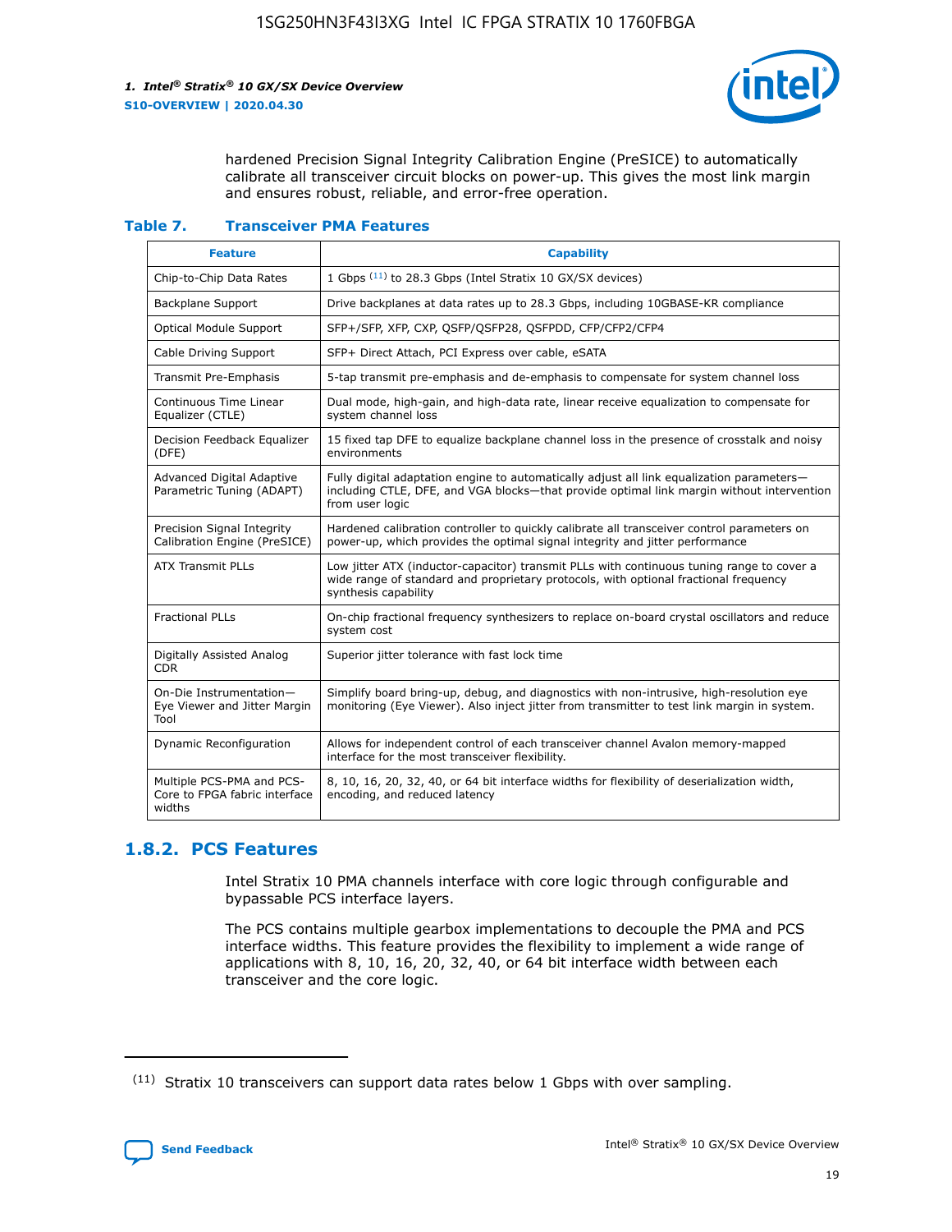hardened Precision Signal Integrity Calibration Engine (PreSICE) to automatically calibrate all transceiver circuit blocks on power-up. This gives the most link margin and ensures robust, reliable, and error-free operation.

**Table 7. Transceiver PMA Features**

| Feature | Capability |
| --- | --- |
| Chip-to-Chip Data Rates | 1 Gbps [11] to 28.3 Gbps (Intel Stratix 10 GX/SX devices) |
| Backplane Support | Drive backplanes at data rates up to 28.3 Gbps, including 10GBASE-KR compliance |
| Optical Module Support | SFP+/SFP, XFP, CXP, QSFP/QSFP28, QSFPDD, CFP/CFP2/CFP4 |
| Cable Driving Support | SFP+ Direct Attach, PCI Express over cable, eSATA |
| Transmit Pre-Emphasis | 5-tap transmit pre-emphasis and de-emphasis to compensate for system channel loss |
| Continuous Time Linear Equalizer (CTLE) | Dual mode, high-gain, and high-data rate, linear receive equalization to compensate for system channel loss |
| Decision Feedback Equalizer (DFE) | 15 fixed tap DFE to equalize backplane channel loss in the presence of crosstalk and noisy environments |
| Advanced Digital Adaptive Parametric Tuning (ADAPT) | Fully digital adaptation engine to automatically adjust all link equalization parameters—including CTLE, DFE, and VGA blocks—that provide optimal link margin without intervention from user logic |
| Precision Signal Integrity Calibration Engine (PreSICE) | Hardened calibration controller to quickly calibrate all transceiver control parameters on power-up, which provides the optimal signal integrity and jitter performance |
| ATX Transmit PLLs | Low jitter ATX (inductor-capacitor) transmit PLLs with continuous tuning range to cover a wide range of standard and proprietary protocols, with optional fractional frequency synthesis capability |
| Fractional PLLs | On-chip fractional frequency synthesizers to replace on-board crystal oscillators and reduce system cost |
| Digitally Assisted Analog CDR | Superior jitter tolerance with fast lock time |
| On-Die Instrumentation—Eye Viewer and Jitter Margin Tool | Simplify board bring-up, debug, and diagnostics with non-intrusive, high-resolution eye monitoring (Eye Viewer). Also inject jitter from transmitter to test link margin in system. |
| Dynamic Reconfiguration | Allows for independent control of each transceiver channel Avalon memory-mapped interface for the most transceiver flexibility. |
| Multiple PCS-PMA and PCS-Core to FPGA fabric interface widths | 8, 10, 16, 20, 32, 40, or 64 bit interface widths for flexibility of deserialization width, encoding, and reduced latency |

### 1.8.2. PCS Features

Intel Stratix 10 PMA channels interface with core logic through configurable and bypassable PCS interface layers.

The PCS contains multiple gearbox implementations to decouple the PMA and PCS interface widths. This feature provides the flexibility to implement a wide range of applications with 8, 10, 16, 20, 32, 40, or 64 bit interface width between each transceiver and the core logic.

(11) Stratix 10 transceivers can support data rates below 1 Gbps with over sampling.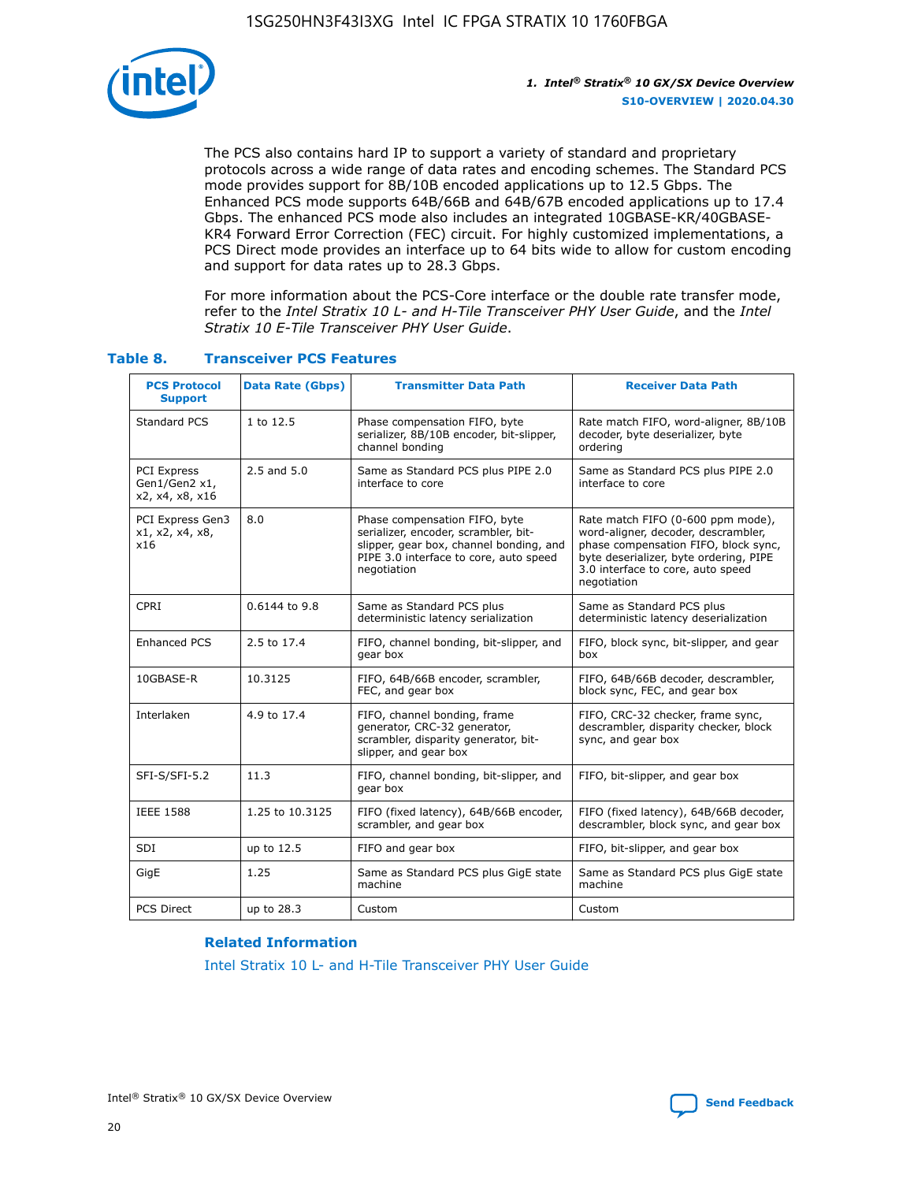The PCS also contains hard IP to support a variety of standard and proprietary protocols across a wide range of data rates and encoding schemes. The Standard PCS mode provides support for 8B/10B encoded applications up to 12.5 Gbps. The Enhanced PCS mode supports 64B/66B and 64B/67B encoded applications up to 17.4 Gbps. The enhanced PCS mode also includes an integrated 10GBASE-KR/40GBASE-KR4 Forward Error Correction (FEC) circuit. For highly customized implementations, a PCS Direct mode provides an interface up to 64 bits wide to allow for custom encoding and support for data rates up to 28.3 Gbps.

For more information about the PCS-Core interface or the double rate transfer mode, refer to the *Intel Stratix 10 L- and H-Tile Transceiver PHY User Guide*, and the *Intel Stratix 10 E-Tile Transceiver PHY User Guide*.

### Table 8. Transceiver PCS Features

| PCS Protocol Support | Data Rate (Gbps) | Transmitter Data Path | Receiver Data Path |
|---|---|---|---|
| Standard PCS | 1 to 12.5 | Phase compensation FIFO, byte serializer, 8B/10B encoder, bit-slipper, channel bonding | Rate match FIFO, word-aligner, 8B/10B decoder, byte deserializer, byte ordering |
| PCI Express Gen1/Gen2 x1, x2, x4, x8, x16 | 2.5 and 5.0 | Same as Standard PCS plus PIPE 2.0 interface to core | Same as Standard PCS plus PIPE 2.0 interface to core |
| PCI Express Gen3 x1, x2, x4, x8, x16 | 8.0 | Phase compensation FIFO, byte serializer, encoder, scrambler, bit-slipper, gear box, channel bonding, and PIPE 3.0 interface to core, auto speed negotiation | Rate match FIFO (0-600 ppm mode), word-aligner, decoder, descrambler, phase compensation FIFO, block sync, byte deserializer, byte ordering, PIPE 3.0 interface to core, auto speed negotiation |
| CPRI | 0.6144 to 9.8 | Same as Standard PCS plus deterministic latency serialization | Same as Standard PCS plus deterministic latency deserialization |
| Enhanced PCS | 2.5 to 17.4 | FIFO, channel bonding, bit-slipper, and gear box | FIFO, block sync, bit-slipper, and gear box |
| 10GBASE-R | 10.3125 | FIFO, 64B/66B encoder, scrambler, FEC, and gear box | FIFO, 64B/66B decoder, descrambler, block sync, FEC, and gear box |
| Interlaken | 4.9 to 17.4 | FIFO, channel bonding, frame generator, CRC-32 generator, scrambler, disparity generator, bit-slipper, and gear box | FIFO, CRC-32 checker, frame sync, descrambler, disparity checker, block sync, and gear box |
| SFI-S/SFI-5.2 | 11.3 | FIFO, channel bonding, bit-slipper, and gear box | FIFO, bit-slipper, and gear box |
| IEEE 1588 | 1.25 to 10.3125 | FIFO (fixed latency), 64B/66B encoder, scrambler, and gear box | FIFO (fixed latency), 64B/66B decoder, descrambler, block sync, and gear box |
| SDI | up to 12.5 | FIFO and gear box | FIFO, bit-slipper, and gear box |
| GigE | 1.25 | Same as Standard PCS plus GigE state machine | Same as Standard PCS plus GigE state machine |
| PCS Direct | up to 28.3 | Custom | Custom |

#### Related Information

Intel Stratix 10 L- and H-Tile Transceiver PHY User Guide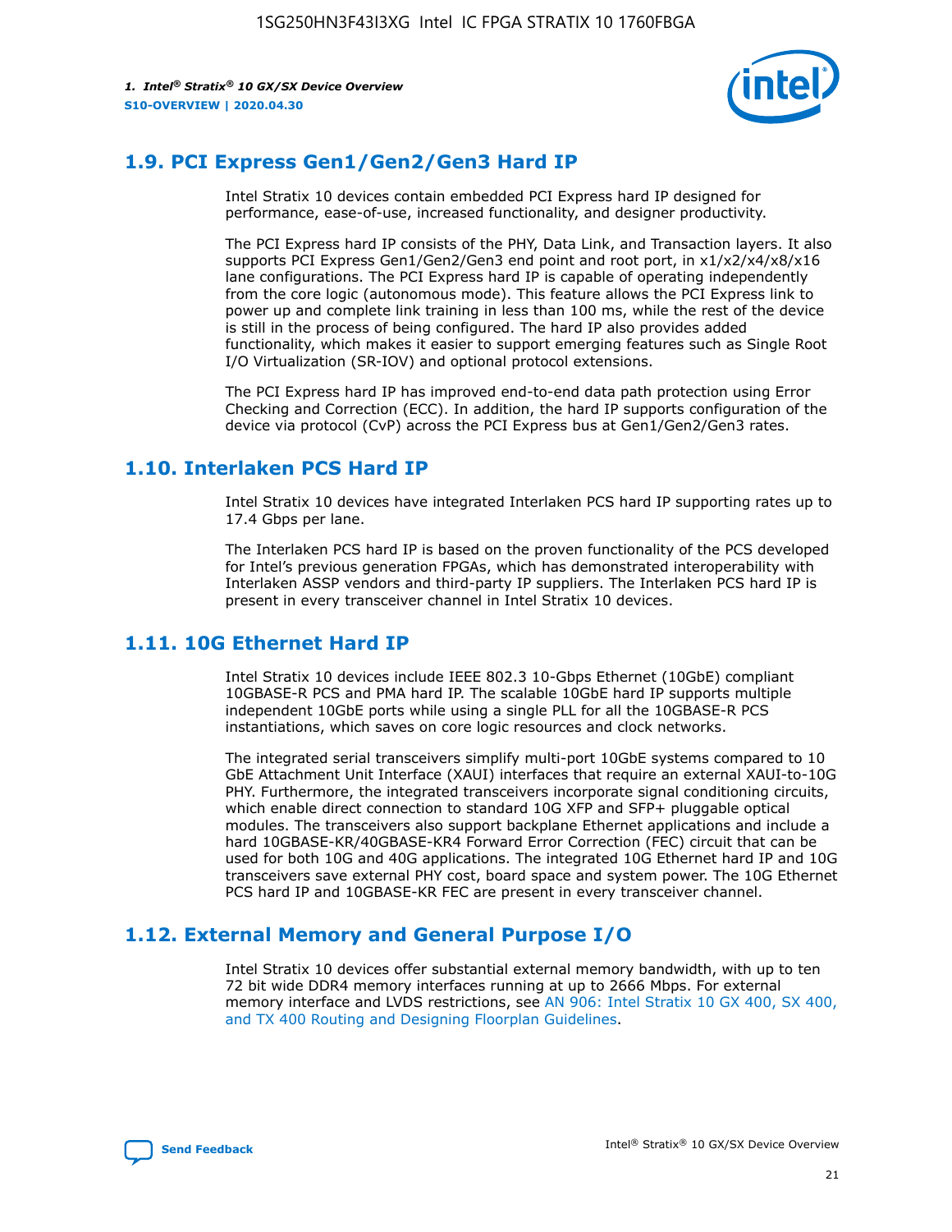## 1.9. PCI Express Gen1/Gen2/Gen3 Hard IP

Intel Stratix 10 devices contain embedded PCI Express hard IP designed for performance, ease-of-use, increased functionality, and designer productivity.

The PCI Express hard IP consists of the PHY, Data Link, and Transaction layers. It also supports PCI Express Gen1/Gen2/Gen3 end point and root port, in x1/x2/x4/x8/x16 lane configurations. The PCI Express hard IP is capable of operating independently from the core logic (autonomous mode). This feature allows the PCI Express link to power up and complete link training in less than 100 ms, while the rest of the device is still in the process of being configured. The hard IP also provides added functionality, which makes it easier to support emerging features such as Single Root I/O Virtualization (SR-IOV) and optional protocol extensions.

The PCI Express hard IP has improved end-to-end data path protection using Error Checking and Correction (ECC). In addition, the hard IP supports configuration of the device via protocol (CvP) across the PCI Express bus at Gen1/Gen2/Gen3 rates.

## 1.10. Interlaken PCS Hard IP

Intel Stratix 10 devices have integrated Interlaken PCS hard IP supporting rates up to 17.4 Gbps per lane.

The Interlaken PCS hard IP is based on the proven functionality of the PCS developed for Intel's previous generation FPGAs, which has demonstrated interoperability with Interlaken ASSP vendors and third-party IP suppliers. The Interlaken PCS hard IP is present in every transceiver channel in Intel Stratix 10 devices.

## 1.11. 10G Ethernet Hard IP

Intel Stratix 10 devices include IEEE 802.3 10-Gbps Ethernet (10GbE) compliant 10GBASE-R PCS and PMA hard IP. The scalable 10GbE hard IP supports multiple independent 10GbE ports while using a single PLL for all the 10GBASE-R PCS instantiations, which saves on core logic resources and clock networks.

The integrated serial transceivers simplify multi-port 10GbE systems compared to 10 GbE Attachment Unit Interface (XAUI) interfaces that require an external XAUI-to-10G PHY. Furthermore, the integrated transceivers incorporate signal conditioning circuits, which enable direct connection to standard 10G XFP and SFP+ pluggable optical modules. The transceivers also support backplane Ethernet applications and include a hard 10GBASE-KR/40GBASE-KR4 Forward Error Correction (FEC) circuit that can be used for both 10G and 40G applications. The integrated 10G Ethernet hard IP and 10G transceivers save external PHY cost, board space and system power. The 10G Ethernet PCS hard IP and 10GBASE-KR FEC are present in every transceiver channel.

## 1.12. External Memory and General Purpose I/O

Intel Stratix 10 devices offer substantial external memory bandwidth, with up to ten 72 bit wide DDR4 memory interfaces running at up to 2666 Mbps. For external memory interface and LVDS restrictions, see AN 906: Intel Stratix 10 GX 400, SX 400, and TX 400 Routing and Designing Floorplan Guidelines.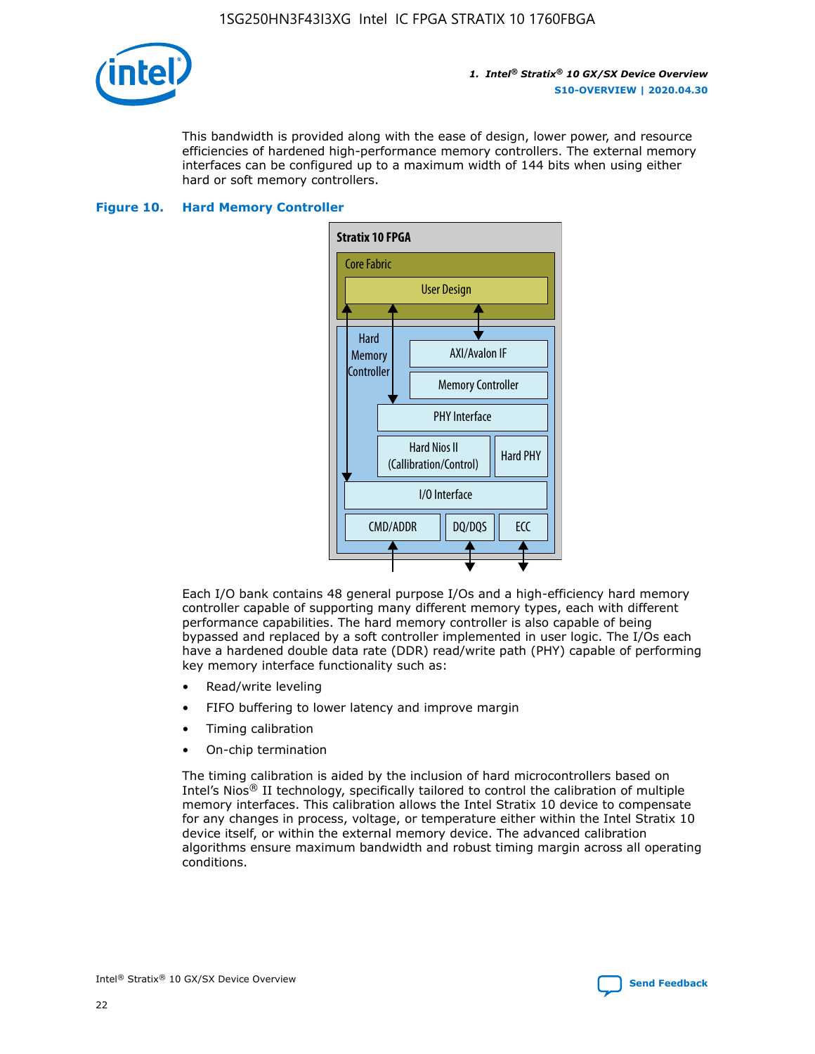This bandwidth is provided along with the ease of design, lower power, and resource efficiencies of hardened high-performance memory controllers. The external memory interfaces can be configured up to a maximum width of 144 bits when using either hard or soft memory controllers.

**Figure 10. Hard Memory Controller**

Each I/O bank contains 48 general purpose I/Os and a high-efficiency hard memory controller capable of supporting many different memory types, each with different performance capabilities. The hard memory controller is also capable of being bypassed and replaced by a soft controller implemented in user logic. The I/Os each have a hardened double data rate (DDR) read/write path (PHY) capable of performing key memory interface functionality such as:

- Read/write leveling
- FIFO buffering to lower latency and improve margin
- Timing calibration
- On-chip termination

The timing calibration is aided by the inclusion of hard microcontrollers based on Intel's Nios® II technology, specifically tailored to control the calibration of multiple memory interfaces. This calibration allows the Intel Stratix 10 device to compensate for any changes in process, voltage, or temperature either within the Intel Stratix 10 device itself, or within the external memory device. The advanced calibration algorithms ensure maximum bandwidth and robust timing margin across all operating conditions.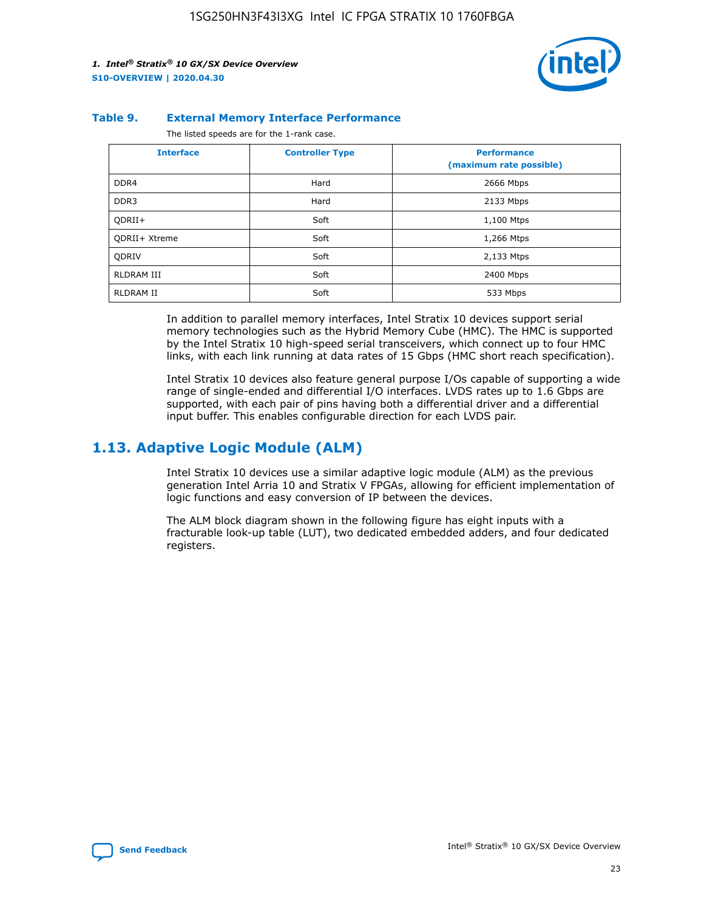**Table 9. External Memory Interface Performance**

The listed speeds are for the 1-rank case.

| Interface | Controller Type | Performance (maximum rate possible) |
| --- | --- | --- |
| DDR4 | Hard | 2666 Mbps |
| DDR3 | Hard | 2133 Mbps |
| QDRII+ | Soft | 1,100 Mtps |
| QDRII+ Xtreme | Soft | 1,266 Mtps |
| QDRIV | Soft | 2,133 Mtps |
| RLDRAM III | Soft | 2400 Mbps |
| RLDRAM II | Soft | 533 Mbps |

In addition to parallel memory interfaces, Intel Stratix 10 devices support serial memory technologies such as the Hybrid Memory Cube (HMC). The HMC is supported by the Intel Stratix 10 high-speed serial transceivers, which connect up to four HMC links, with each link running at data rates of 15 Gbps (HMC short reach specification).

Intel Stratix 10 devices also feature general purpose I/Os capable of supporting a wide range of single-ended and differential I/O interfaces. LVDS rates up to 1.6 Gbps are supported, with each pair of pins having both a differential driver and a differential input buffer. This enables configurable direction for each LVDS pair.

## 1.13. Adaptive Logic Module (ALM)

Intel Stratix 10 devices use a similar adaptive logic module (ALM) as the previous generation Intel Arria 10 and Stratix V FPGAs, allowing for efficient implementation of logic functions and easy conversion of IP between the devices.

The ALM block diagram shown in the following figure has eight inputs with a fracturable look-up table (LUT), two dedicated embedded adders, and four dedicated registers.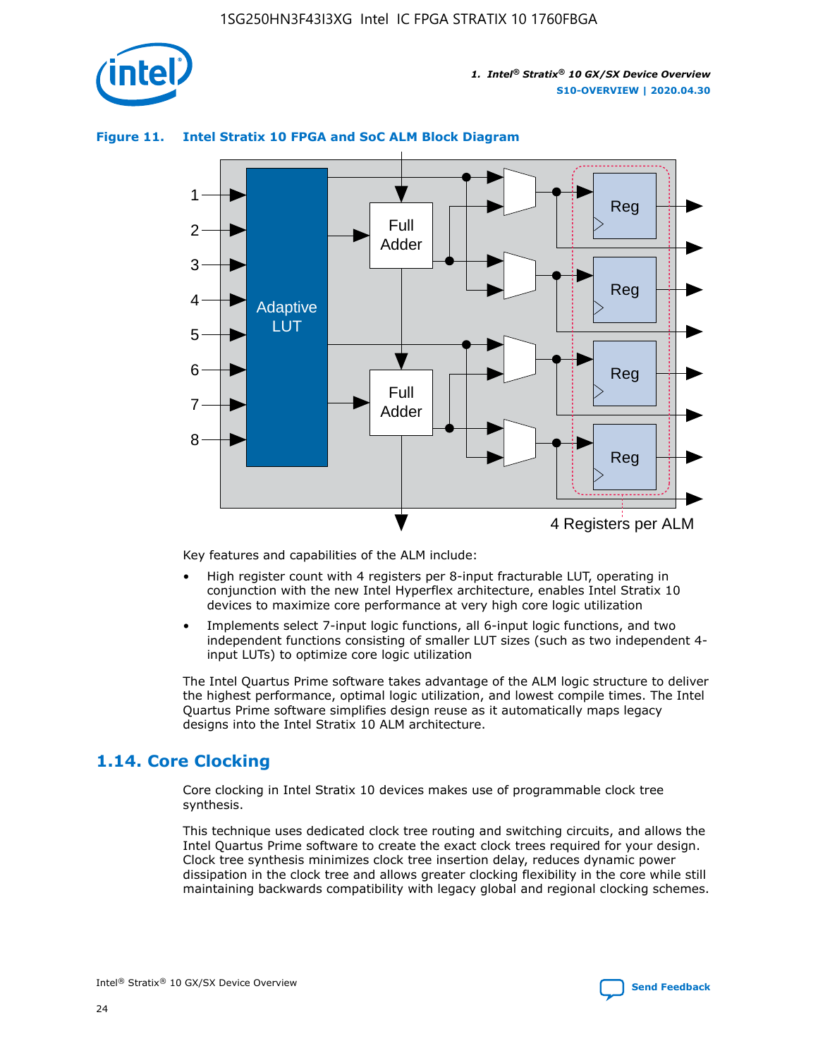**Figure 11. Intel Stratix 10 FPGA and SoC ALM Block Diagram**

1
2
3
4
5
6
7
8
Adaptive LUT
Full Adder
Full Adder
Reg
Reg
Reg
Reg
4 Registers per ALM

Key features and capabilities of the ALM include:

- High register count with 4 registers per 8-input fracturable LUT, operating in conjunction with the new Intel Hyperflex architecture, enables Intel Stratix 10 devices to maximize core performance at very high core logic utilization
- Implements select 7-input logic functions, all 6-input logic functions, and two independent functions consisting of smaller LUT sizes (such as two independent 4-input LUTs) to optimize core logic utilization

The Intel Quartus Prime software takes advantage of the ALM logic structure to deliver the highest performance, optimal logic utilization, and lowest compile times. The Intel Quartus Prime software simplifies design reuse as it automatically maps legacy designs into the Intel Stratix 10 ALM architecture.

## 1.14. Core Clocking

Core clocking in Intel Stratix 10 devices makes use of programmable clock tree synthesis.

This technique uses dedicated clock tree routing and switching circuits, and allows the Intel Quartus Prime software to create the exact clock trees required for your design. Clock tree synthesis minimizes clock tree insertion delay, reduces dynamic power dissipation in the clock tree and allows greater clocking flexibility in the core while still maintaining backwards compatibility with legacy global and regional clocking schemes.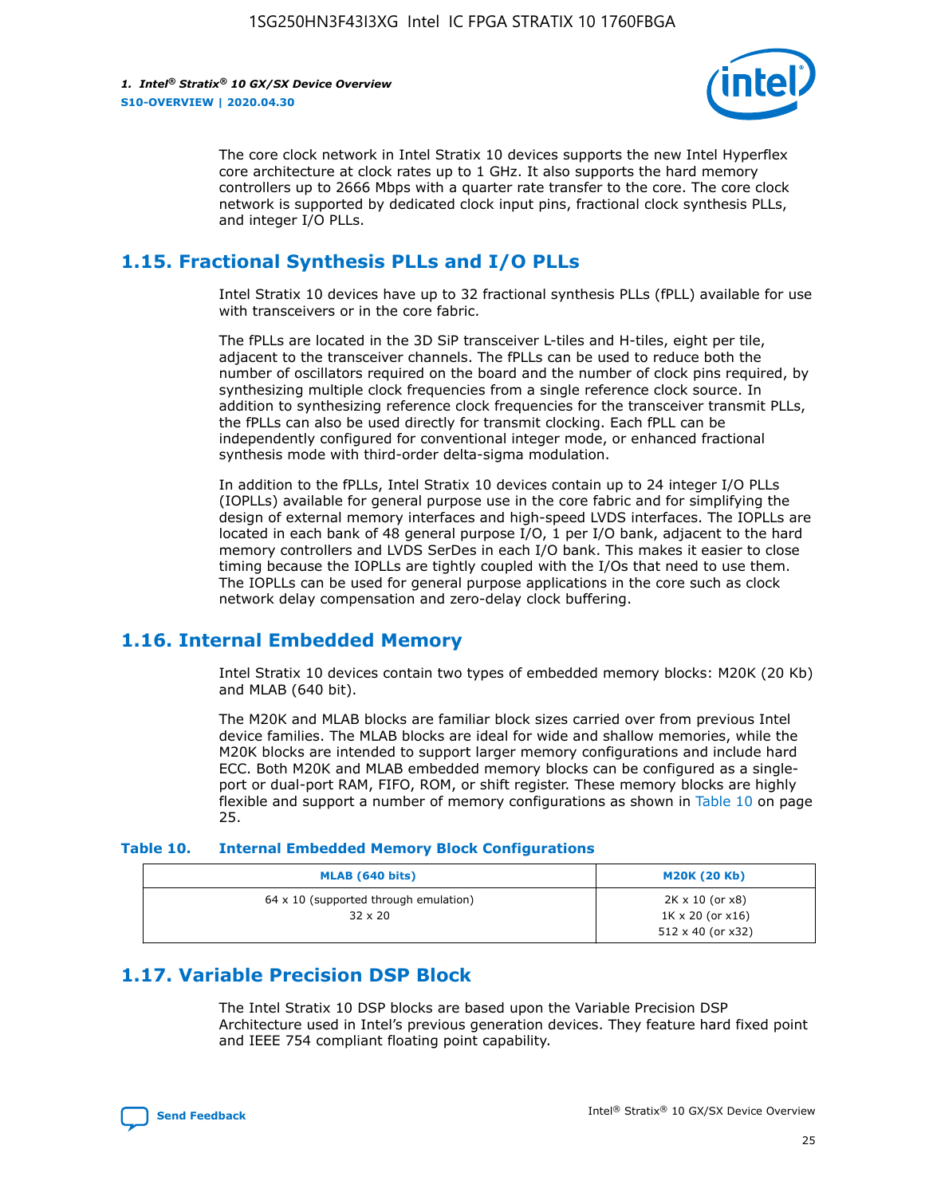The core clock network in Intel Stratix 10 devices supports the new Intel Hyperflex core architecture at clock rates up to 1 GHz. It also supports the hard memory controllers up to 2666 Mbps with a quarter rate transfer to the core. The core clock network is supported by dedicated clock input pins, fractional clock synthesis PLLs, and integer I/O PLLs.

## 1.15. Fractional Synthesis PLLs and I/O PLLs

Intel Stratix 10 devices have up to 32 fractional synthesis PLLs (fPLL) available for use with transceivers or in the core fabric.

The fPLLs are located in the 3D SiP transceiver L-tiles and H-tiles, eight per tile, adjacent to the transceiver channels. The fPLLs can be used to reduce both the number of oscillators required on the board and the number of clock pins required, by synthesizing multiple clock frequencies from a single reference clock source. In addition to synthesizing reference clock frequencies for the transceiver transmit PLLs, the fPLLs can also be used directly for transmit clocking. Each fPLL can be independently configured for conventional integer mode, or enhanced fractional synthesis mode with third-order delta-sigma modulation.

In addition to the fPLLs, Intel Stratix 10 devices contain up to 24 integer I/O PLLs (IOPLLs) available for general purpose use in the core fabric and for simplifying the design of external memory interfaces and high-speed LVDS interfaces. The IOPLLs are located in each bank of 48 general purpose I/O, 1 per I/O bank, adjacent to the hard memory controllers and LVDS SerDes in each I/O bank. This makes it easier to close timing because the IOPLLs are tightly coupled with the I/Os that need to use them. The IOPLLs can be used for general purpose applications in the core such as clock network delay compensation and zero-delay clock buffering.

## 1.16. Internal Embedded Memory

Intel Stratix 10 devices contain two types of embedded memory blocks: M20K (20 Kb) and MLAB (640 bit).

The M20K and MLAB blocks are familiar block sizes carried over from previous Intel device families. The MLAB blocks are ideal for wide and shallow memories, while the M20K blocks are intended to support larger memory configurations and include hard ECC. Both M20K and MLAB embedded memory blocks can be configured as a single-port or dual-port RAM, FIFO, ROM, or shift register. These memory blocks are highly flexible and support a number of memory configurations as shown in Table 10 on page 25.

**Table 10. Internal Embedded Memory Block Configurations**

| MLAB (640 bits) | M20K (20 Kb) |
|---|---|
| 64 x 10 (supported through emulation)<br>32 x 20 | 2K x 10 (or x8)<br>1K x 20 (or x16)<br>512 x 40 (or x32) |

## 1.17. Variable Precision DSP Block

The Intel Stratix 10 DSP blocks are based upon the Variable Precision DSP Architecture used in Intel's previous generation devices. They feature hard fixed point and IEEE 754 compliant floating point capability.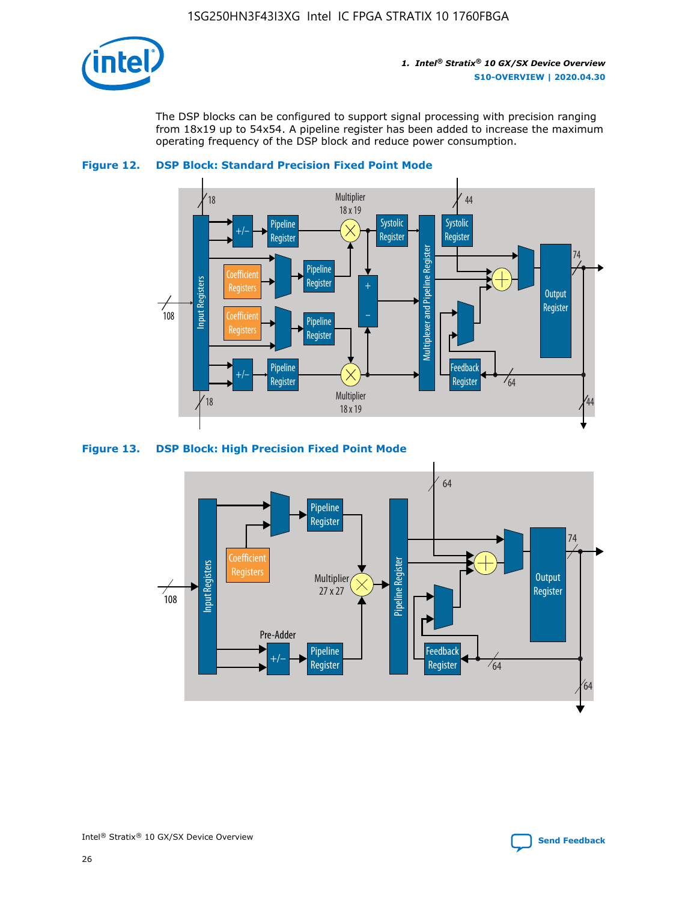The DSP blocks can be configured to support signal processing with precision ranging from 18x19 up to 54x54. A pipeline register has been added to increase the maximum operating frequency of the DSP block and reduce power consumption.

**Figure 12. DSP Block: Standard Precision Fixed Point Mode**

18
Multiplier
18 x 19
44
Input Registers
+/−
Pipeline Register
Systolic Register
Systolic Register
Coefficient Registers
Pipeline Register
+
−
Multiplexer and Pipeline Register
74
108
Output Register
Coefficient Registers
Pipeline Register
Feedback Register
+/−
Pipeline Register
64
18
Multiplier
18 x 19
44

**Figure 13. DSP Block: High Precision Fixed Point Mode**

64
Pipeline Register
Input Registers
Coefficient Registers
Pipeline Register
74
Multiplier
27 x 27
Output Register
108
Pre-Adder
+/−
Pipeline Register
Feedback Register
64
64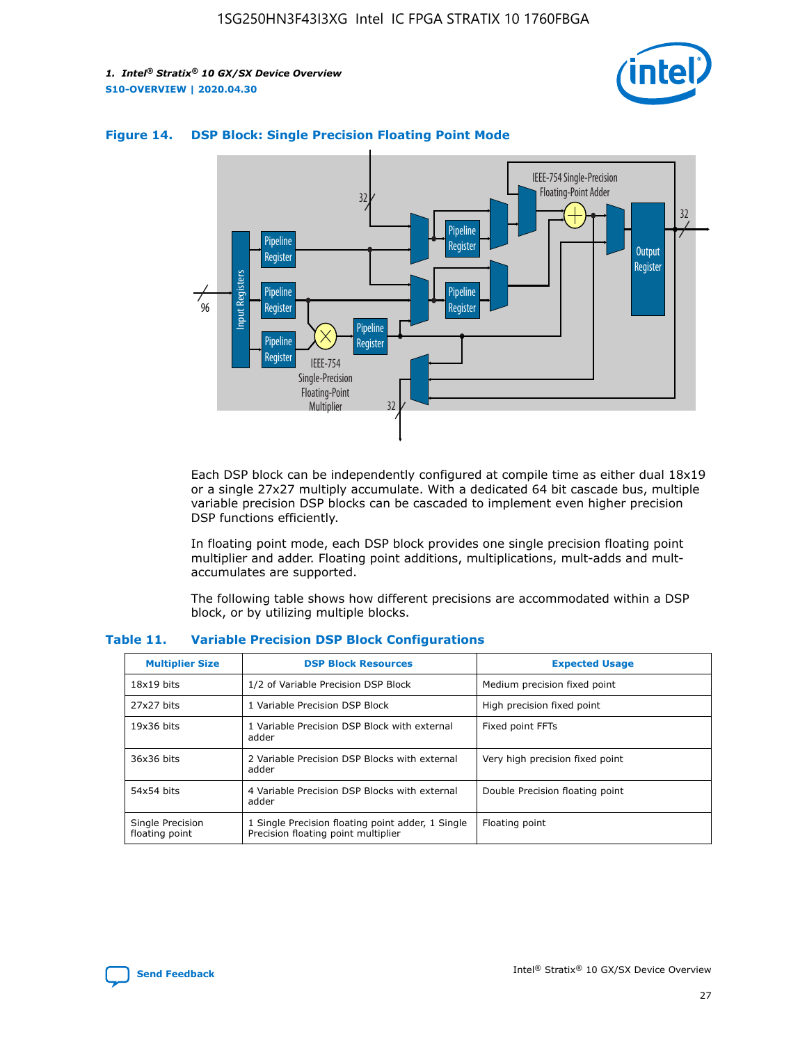**Figure 14. DSP Block: Single Precision Floating Point Mode**

IEEE-754 Single-Precision Floating-Point Adder

32

32

96

Input Registers

Pipeline Register

Pipeline Register

Pipeline Register

Pipeline Register

Pipeline Register

Pipeline Register

Output Register

IEEE-754 Single-Precision Floating-Point Multiplier

32

Each DSP block can be independently configured at compile time as either dual 18x19 or a single 27x27 multiply accumulate. With a dedicated 64 bit cascade bus, multiple variable precision DSP blocks can be cascaded to implement even higher precision DSP functions efficiently.

In floating point mode, each DSP block provides one single precision floating point multiplier and adder. Floating point additions, multiplications, mult-adds and mult-accumulates are supported.

The following table shows how different precisions are accommodated within a DSP block, or by utilizing multiple blocks.

**Table 11. Variable Precision DSP Block Configurations**

| Multiplier Size | DSP Block Resources | Expected Usage |
|---|---|---|
| 18x19 bits | 1/2 of Variable Precision DSP Block | Medium precision fixed point |
| 27x27 bits | 1 Variable Precision DSP Block | High precision fixed point |
| 19x36 bits | 1 Variable Precision DSP Block with external adder | Fixed point FFTs |
| 36x36 bits | 2 Variable Precision DSP Blocks with external adder | Very high precision fixed point |
| 54x54 bits | 4 Variable Precision DSP Blocks with external adder | Double Precision floating point |
| Single Precision floating point | 1 Single Precision floating point adder, 1 Single Precision floating point multiplier | Floating point |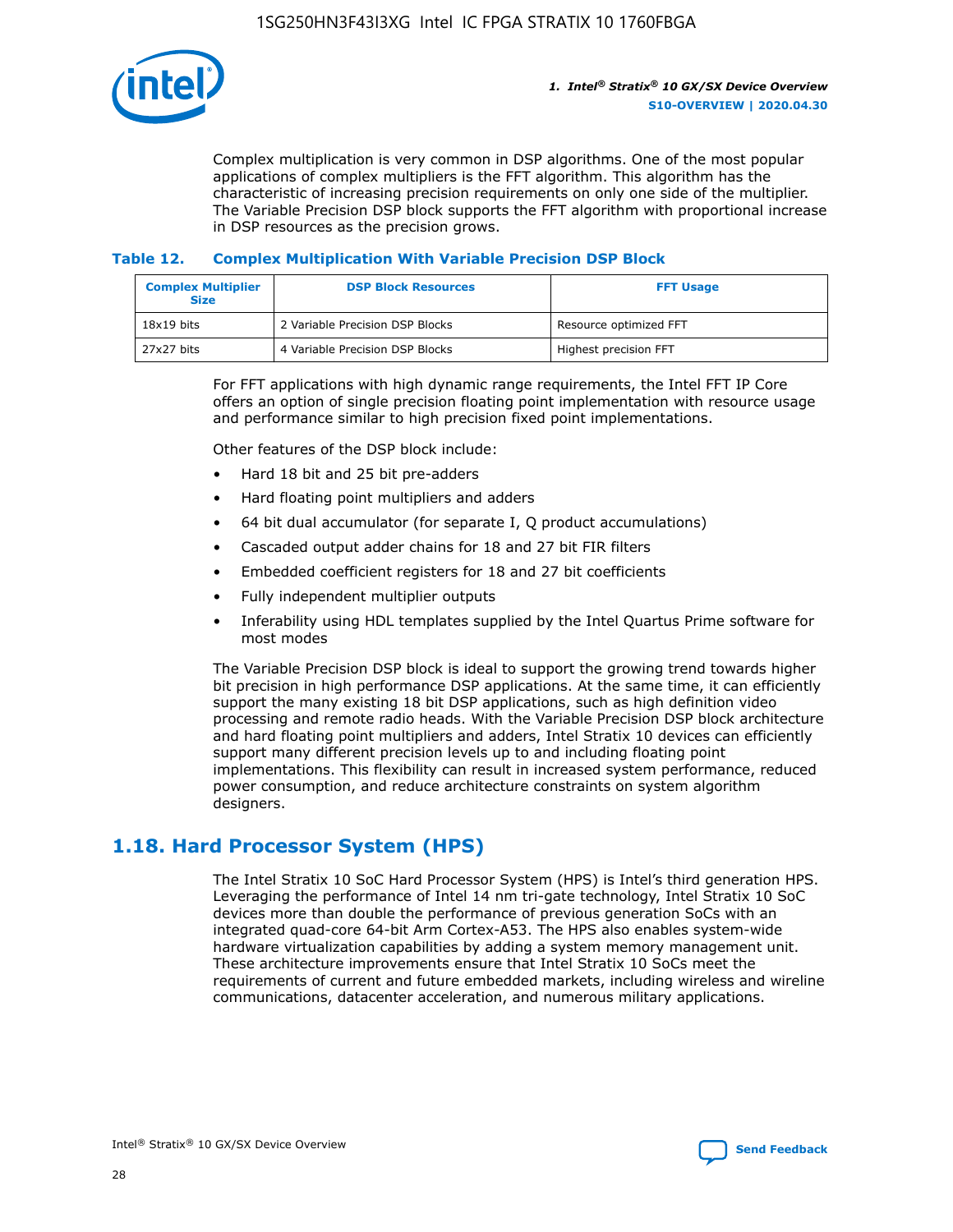Complex multiplication is very common in DSP algorithms. One of the most popular applications of complex multipliers is the FFT algorithm. This algorithm has the characteristic of increasing precision requirements on only one side of the multiplier. The Variable Precision DSP block supports the FFT algorithm with proportional increase in DSP resources as the precision grows.

### Table 12. Complex Multiplication With Variable Precision DSP Block

| Complex Multiplier Size | DSP Block Resources | FFT Usage |
|---|---|---|
| 18x19 bits | 2 Variable Precision DSP Blocks | Resource optimized FFT |
| 27x27 bits | 4 Variable Precision DSP Blocks | Highest precision FFT |

For FFT applications with high dynamic range requirements, the Intel FFT IP Core offers an option of single precision floating point implementation with resource usage and performance similar to high precision fixed point implementations.

Other features of the DSP block include:

- Hard 18 bit and 25 bit pre-adders
- Hard floating point multipliers and adders
- 64 bit dual accumulator (for separate I, Q product accumulations)
- Cascaded output adder chains for 18 and 27 bit FIR filters
- Embedded coefficient registers for 18 and 27 bit coefficients
- Fully independent multiplier outputs
- Inferability using HDL templates supplied by the Intel Quartus Prime software for most modes

The Variable Precision DSP block is ideal to support the growing trend towards higher bit precision in high performance DSP applications. At the same time, it can efficiently support the many existing 18 bit DSP applications, such as high definition video processing and remote radio heads. With the Variable Precision DSP block architecture and hard floating point multipliers and adders, Intel Stratix 10 devices can efficiently support many different precision levels up to and including floating point implementations. This flexibility can result in increased system performance, reduced power consumption, and reduce architecture constraints on system algorithm designers.

## 1.18. Hard Processor System (HPS)

The Intel Stratix 10 SoC Hard Processor System (HPS) is Intel's third generation HPS. Leveraging the performance of Intel 14 nm tri-gate technology, Intel Stratix 10 SoC devices more than double the performance of previous generation SoCs with an integrated quad-core 64-bit Arm Cortex-A53. The HPS also enables system-wide hardware virtualization capabilities by adding a system memory management unit. These architecture improvements ensure that Intel Stratix 10 SoCs meet the requirements of current and future embedded markets, including wireless and wireline communications, datacenter acceleration, and numerous military applications.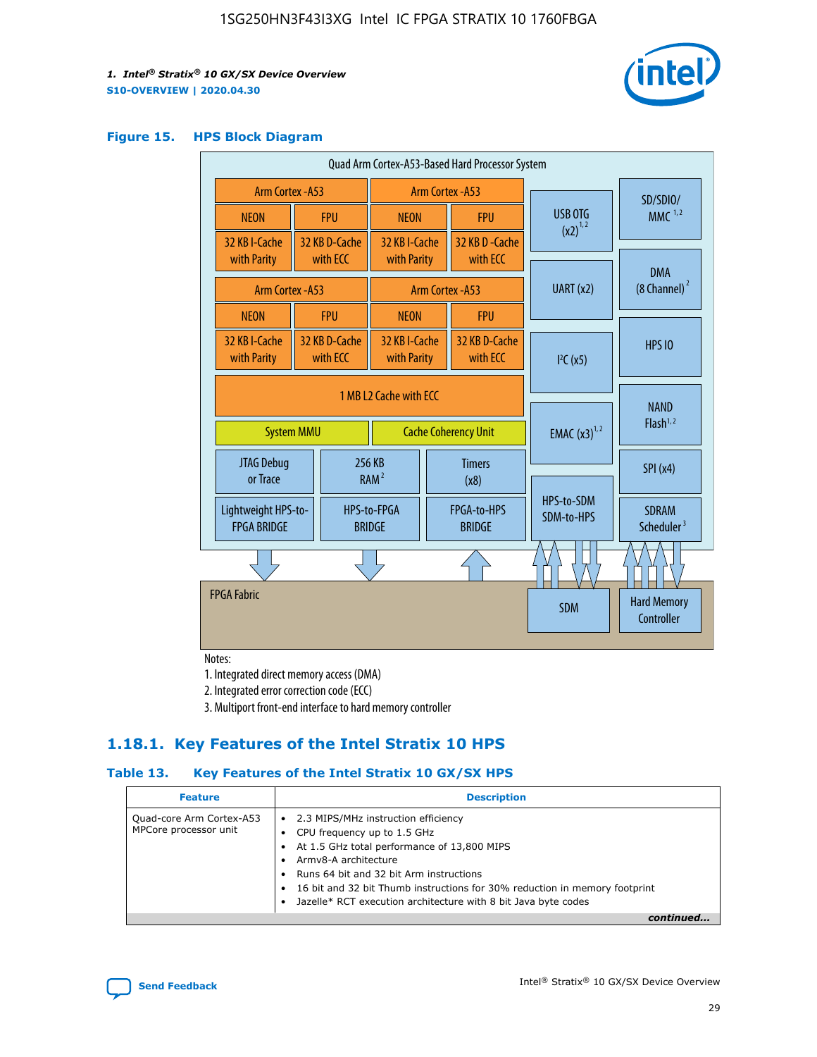## Figure 15. HPS Block Diagram

Quad Arm Cortex-A53-Based Hard Processor System

Arm Cortex -A53
NEON
FPU
32 KB I-Cache with Parity
32 KB D-Cache with ECC

Arm Cortex -A53
NEON
FPU
32 KB I-Cache with Parity
32 KB D -Cache with ECC

Arm Cortex -A53
NEON
FPU
32 KB I-Cache with Parity
32 KB D-Cache with ECC

Arm Cortex -A53
NEON
FPU
32 KB I-Cache with Parity
32 KB D-Cache with ECC

1 MB L2 Cache with ECC

System MMU
Cache Coherency Unit

JTAG Debug or Trace
256 KB RAM 2
Timers (x8)

Lightweight HPS-to-FPGA BRIDGE
HPS-to-FPGA BRIDGE
FPGA-to-HPS BRIDGE

USB OTG (x2) 1, 2
UART (x2)
I²C (x5)
EMAC (x3) 1, 2
HPS-to-SDM SDM-to-HPS

SD/SDIO/ MMC 1, 2
DMA (8 Channel) 2
HPS IO
NAND Flash 1, 2
SPI (x4)
SDRAM Scheduler 3

FPGA Fabric
SDM
Hard Memory Controller

Notes:

1. Integrated direct memory access (DMA)
2. Integrated error correction code (ECC)
3. Multiport front-end interface to hard memory controller

## 1.18.1. Key Features of the Intel Stratix 10 HPS

### Table 13. Key Features of the Intel Stratix 10 GX/SX HPS

| Feature | Description |
| --- | --- |
| Quad-core Arm Cortex-A53 MPCore processor unit | • 2.3 MIPS/MHz instruction efficiency<br>• CPU frequency up to 1.5 GHz<br>• At 1.5 GHz total performance of 13,800 MIPS<br>• Armv8-A architecture<br>• Runs 64 bit and 32 bit Arm instructions<br>• 16 bit and 32 bit Thumb instructions for 30% reduction in memory footprint<br>• Jazelle* RCT execution architecture with 8 bit Java byte codes |

*continued...*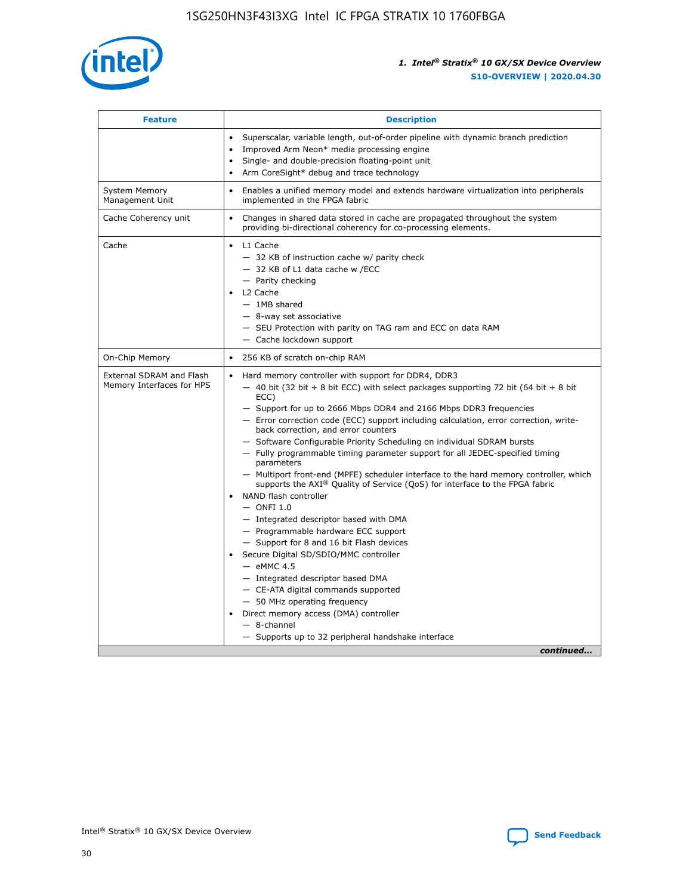| Feature | Description |
| --- | --- |
| | • Superscalar, variable length, out-of-order pipeline with dynamic branch prediction<br>• Improved Arm Neon* media processing engine<br>• Single- and double-precision floating-point unit<br>• Arm CoreSight* debug and trace technology |
| System Memory Management Unit | • Enables a unified memory model and extends hardware virtualization into peripherals implemented in the FPGA fabric |
| Cache Coherency unit | • Changes in shared data stored in cache are propagated throughout the system providing bi-directional coherency for co-processing elements. |
| Cache | • L1 Cache<br>— 32 KB of instruction cache w/ parity check<br>— 32 KB of L1 data cache w /ECC<br>— Parity checking<br>• L2 Cache<br>— 1MB shared<br>— 8-way set associative<br>— SEU Protection with parity on TAG ram and ECC on data RAM<br>— Cache lockdown support |
| On-Chip Memory | • 256 KB of scratch on-chip RAM |
| External SDRAM and Flash Memory Interfaces for HPS | • Hard memory controller with support for DDR4, DDR3<br>— 40 bit (32 bit + 8 bit ECC) with select packages supporting 72 bit (64 bit + 8 bit ECC)<br>— Support for up to 2666 Mbps DDR4 and 2166 Mbps DDR3 frequencies<br>— Error correction code (ECC) support including calculation, error correction, write-back correction, and error counters<br>— Software Configurable Priority Scheduling on individual SDRAM bursts<br>— Fully programmable timing parameter support for all JEDEC-specified timing parameters<br>— Multiport front-end (MPFE) scheduler interface to the hard memory controller, which supports the AXI® Quality of Service (QoS) for interface to the FPGA fabric<br>• NAND flash controller<br>— ONFI 1.0<br>— Integrated descriptor based with DMA<br>— Programmable hardware ECC support<br>— Support for 8 and 16 bit Flash devices<br>• Secure Digital SD/SDIO/MMC controller<br>— eMMC 4.5<br>— Integrated descriptor based DMA<br>— CE-ATA digital commands supported<br>— 50 MHz operating frequency<br>• Direct memory access (DMA) controller<br>— 8-channel<br>— Supports up to 32 peripheral handshake interface |

*continued...*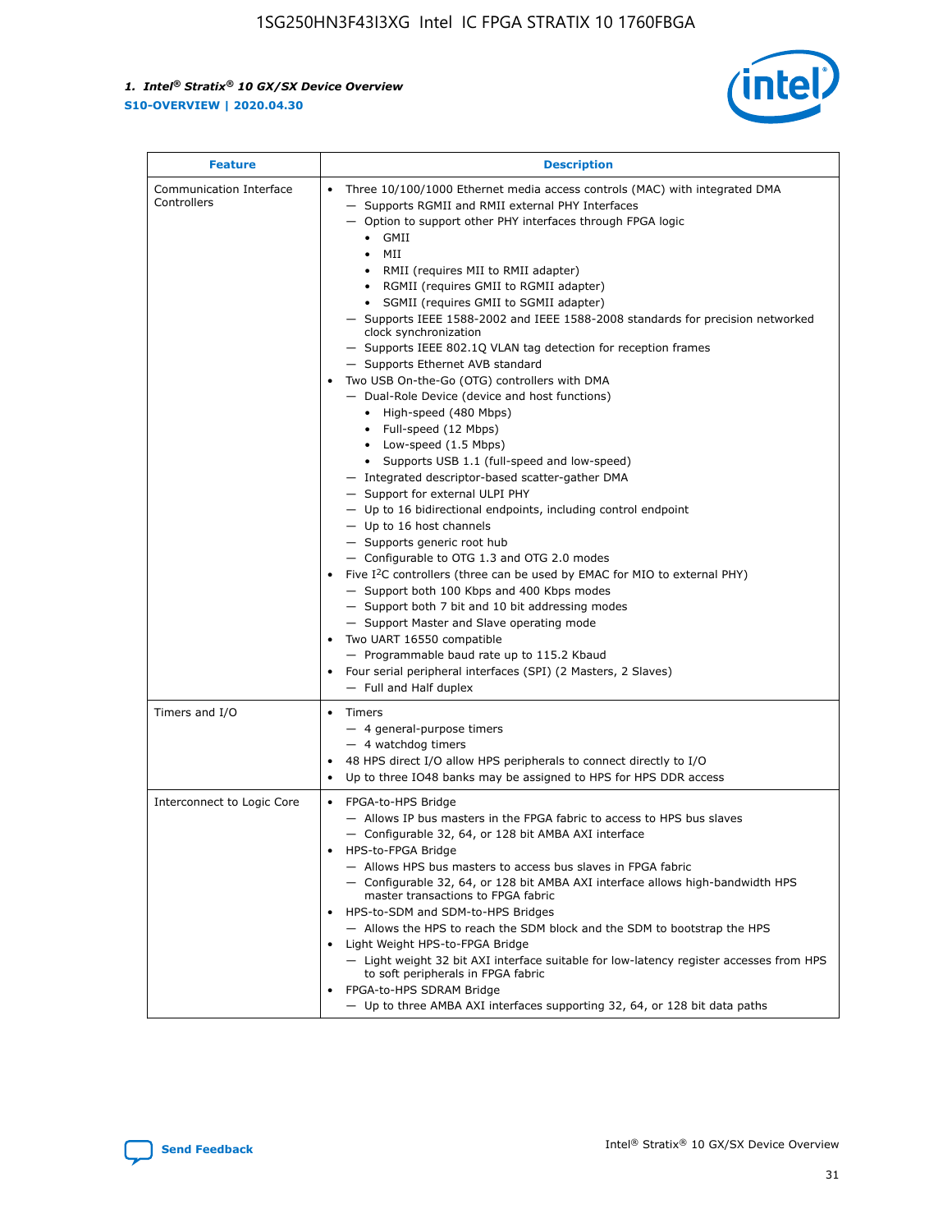| Feature | Description |
| --- | --- |
| Communication Interface Controllers | • Three 10/100/1000 Ethernet media access controls (MAC) with integrated DMA<br>— Supports RGMII and RMII external PHY Interfaces<br>— Option to support other PHY interfaces through FPGA logic<br>• GMII<br>• MII<br>• RMII (requires MII to RMII adapter)<br>• RGMII (requires GMII to RGMII adapter)<br>• SGMII (requires GMII to SGMII adapter)<br>— Supports IEEE 1588-2002 and IEEE 1588-2008 standards for precision networked clock synchronization<br>— Supports IEEE 802.1Q VLAN tag detection for reception frames<br>— Supports Ethernet AVB standard<br>• Two USB On-the-Go (OTG) controllers with DMA<br>— Dual-Role Device (device and host functions)<br>• High-speed (480 Mbps)<br>• Full-speed (12 Mbps)<br>• Low-speed (1.5 Mbps)<br>• Supports USB 1.1 (full-speed and low-speed)<br>— Integrated descriptor-based scatter-gather DMA<br>— Support for external ULPI PHY<br>— Up to 16 bidirectional endpoints, including control endpoint<br>— Up to 16 host channels<br>— Supports generic root hub<br>— Configurable to OTG 1.3 and OTG 2.0 modes<br>• Five I²C controllers (three can be used by EMAC for MIO to external PHY)<br>— Support both 100 Kbps and 400 Kbps modes<br>— Support both 7 bit and 10 bit addressing modes<br>— Support Master and Slave operating mode<br>• Two UART 16550 compatible<br>— Programmable baud rate up to 115.2 Kbaud<br>• Four serial peripheral interfaces (SPI) (2 Masters, 2 Slaves)<br>— Full and Half duplex |
| Timers and I/O | • Timers<br>— 4 general-purpose timers<br>— 4 watchdog timers<br>• 48 HPS direct I/O allow HPS peripherals to connect directly to I/O<br>• Up to three IO48 banks may be assigned to HPS for HPS DDR access |
| Interconnect to Logic Core | • FPGA-to-HPS Bridge<br>— Allows IP bus masters in the FPGA fabric to access to HPS bus slaves<br>— Configurable 32, 64, or 128 bit AMBA AXI interface<br>• HPS-to-FPGA Bridge<br>— Allows HPS bus masters to access bus slaves in FPGA fabric<br>— Configurable 32, 64, or 128 bit AMBA AXI interface allows high-bandwidth HPS master transactions to FPGA fabric<br>• HPS-to-SDM and SDM-to-HPS Bridges<br>— Allows the HPS to reach the SDM block and the SDM to bootstrap the HPS<br>• Light Weight HPS-to-FPGA Bridge<br>— Light weight 32 bit AXI interface suitable for low-latency register accesses from HPS to soft peripherals in FPGA fabric<br>• FPGA-to-HPS SDRAM Bridge<br>— Up to three AMBA AXI interfaces supporting 32, 64, or 128 bit data paths |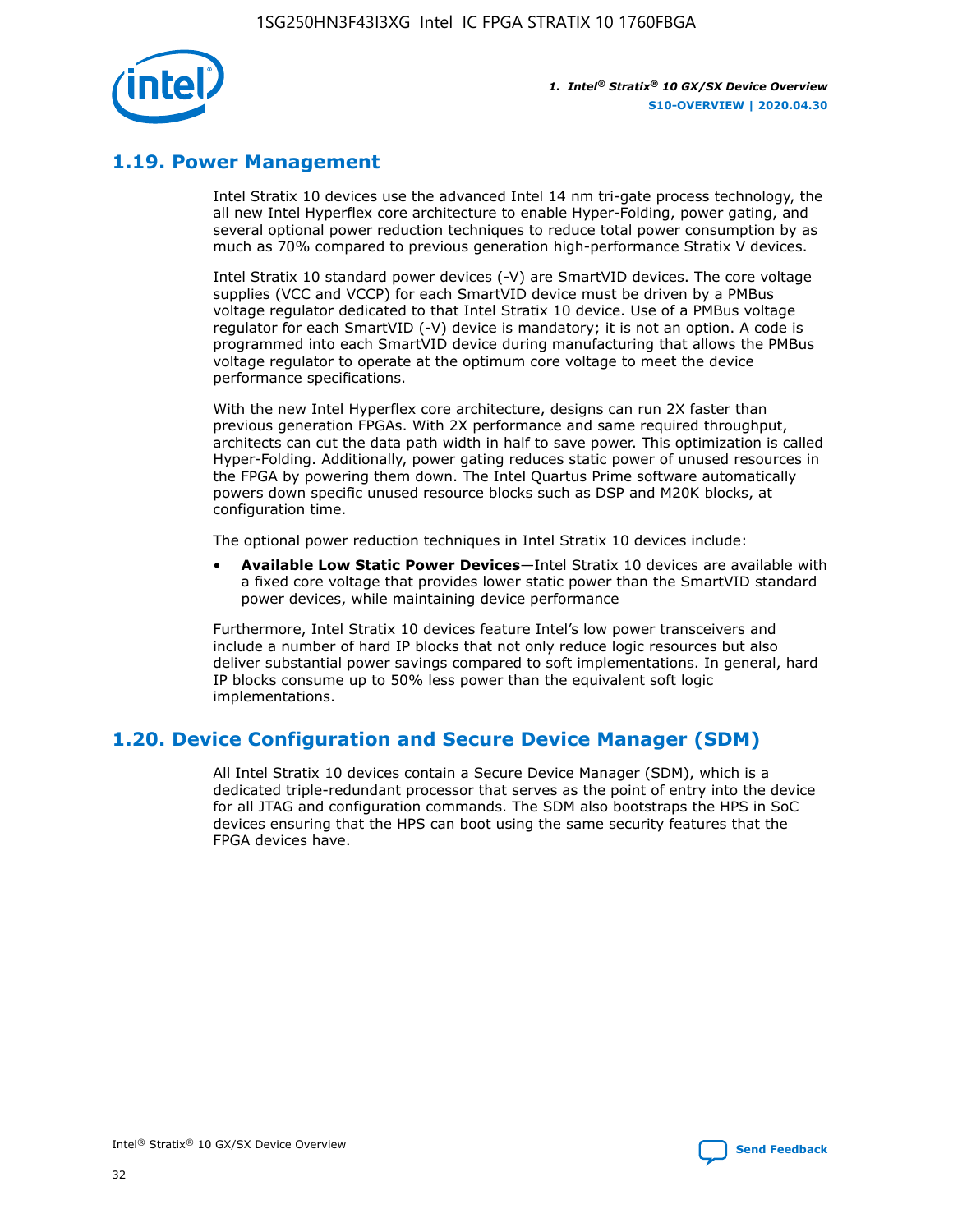## 1.19. Power Management

Intel Stratix 10 devices use the advanced Intel 14 nm tri-gate process technology, the all new Intel Hyperflex core architecture to enable Hyper-Folding, power gating, and several optional power reduction techniques to reduce total power consumption by as much as 70% compared to previous generation high-performance Stratix V devices.

Intel Stratix 10 standard power devices (-V) are SmartVID devices. The core voltage supplies (VCC and VCCP) for each SmartVID device must be driven by a PMBus voltage regulator dedicated to that Intel Stratix 10 device. Use of a PMBus voltage regulator for each SmartVID (-V) device is mandatory; it is not an option. A code is programmed into each SmartVID device during manufacturing that allows the PMBus voltage regulator to operate at the optimum core voltage to meet the device performance specifications.

With the new Intel Hyperflex core architecture, designs can run 2X faster than previous generation FPGAs. With 2X performance and same required throughput, architects can cut the data path width in half to save power. This optimization is called Hyper-Folding. Additionally, power gating reduces static power of unused resources in the FPGA by powering them down. The Intel Quartus Prime software automatically powers down specific unused resource blocks such as DSP and M20K blocks, at configuration time.

The optional power reduction techniques in Intel Stratix 10 devices include:

- **Available Low Static Power Devices**—Intel Stratix 10 devices are available with a fixed core voltage that provides lower static power than the SmartVID standard power devices, while maintaining device performance

Furthermore, Intel Stratix 10 devices feature Intel's low power transceivers and include a number of hard IP blocks that not only reduce logic resources but also deliver substantial power savings compared to soft implementations. In general, hard IP blocks consume up to 50% less power than the equivalent soft logic implementations.

## 1.20. Device Configuration and Secure Device Manager (SDM)

All Intel Stratix 10 devices contain a Secure Device Manager (SDM), which is a dedicated triple-redundant processor that serves as the point of entry into the device for all JTAG and configuration commands. The SDM also bootstraps the HPS in SoC devices ensuring that the HPS can boot using the same security features that the FPGA devices have.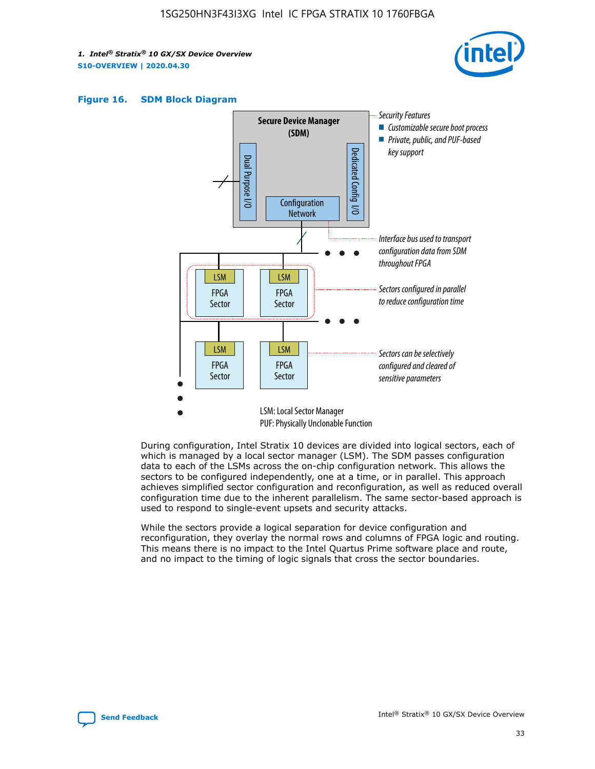**Figure 16. SDM Block Diagram**

Secure Device Manager (SDM)

Dual Purpose I/O

Dedicated Config I/O

Configuration Network

Security Features
- Customizable secure boot process
- Private, public, and PUF-based key support

Interface bus used to transport configuration data from SDM throughout FPGA

LSM FPGA Sector

Sectors configured in parallel to reduce configuration time

Sectors can be selectively configured and cleared of sensitive parameters

LSM: Local Sector Manager
PUF: Physically Unclonable Function

During configuration, Intel Stratix 10 devices are divided into logical sectors, each of which is managed by a local sector manager (LSM). The SDM passes configuration data to each of the LSMs across the on-chip configuration network. This allows the sectors to be configured independently, one at a time, or in parallel. This approach achieves simplified sector configuration and reconfiguration, as well as reduced overall configuration time due to the inherent parallelism. The same sector-based approach is used to respond to single-event upsets and security attacks.

While the sectors provide a logical separation for device configuration and reconfiguration, they overlay the normal rows and columns of FPGA logic and routing. This means there is no impact to the Intel Quartus Prime software place and route, and no impact to the timing of logic signals that cross the sector boundaries.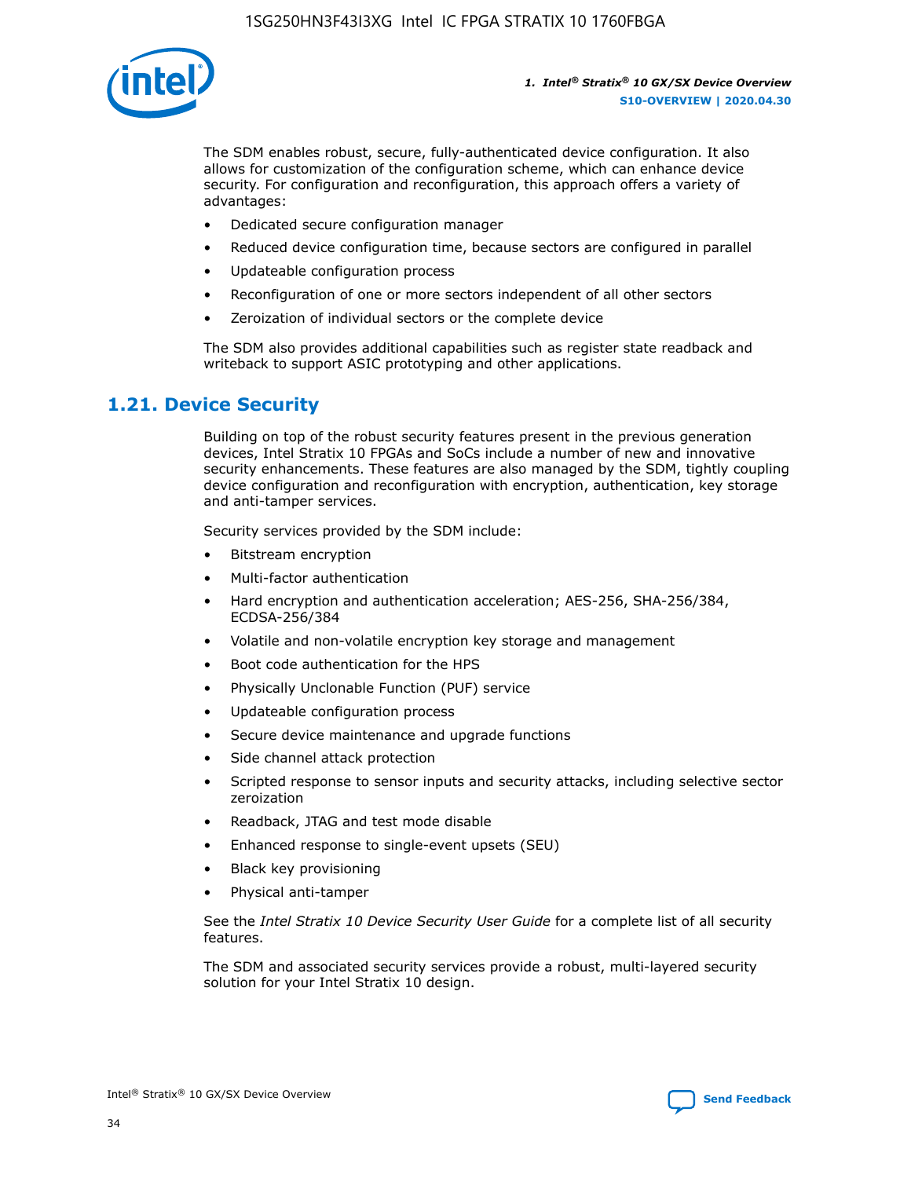The SDM enables robust, secure, fully-authenticated device configuration. It also allows for customization of the configuration scheme, which can enhance device security. For configuration and reconfiguration, this approach offers a variety of advantages:

- Dedicated secure configuration manager
- Reduced device configuration time, because sectors are configured in parallel
- Updateable configuration process
- Reconfiguration of one or more sectors independent of all other sectors
- Zeroization of individual sectors or the complete device

The SDM also provides additional capabilities such as register state readback and writeback to support ASIC prototyping and other applications.

## 1.21. Device Security

Building on top of the robust security features present in the previous generation devices, Intel Stratix 10 FPGAs and SoCs include a number of new and innovative security enhancements. These features are also managed by the SDM, tightly coupling device configuration and reconfiguration with encryption, authentication, key storage and anti-tamper services.

Security services provided by the SDM include:

- Bitstream encryption
- Multi-factor authentication
- Hard encryption and authentication acceleration; AES-256, SHA-256/384, ECDSA-256/384
- Volatile and non-volatile encryption key storage and management
- Boot code authentication for the HPS
- Physically Unclonable Function (PUF) service
- Updateable configuration process
- Secure device maintenance and upgrade functions
- Side channel attack protection
- Scripted response to sensor inputs and security attacks, including selective sector zeroization
- Readback, JTAG and test mode disable
- Enhanced response to single-event upsets (SEU)
- Black key provisioning
- Physical anti-tamper

See the *Intel Stratix 10 Device Security User Guide* for a complete list of all security features.

The SDM and associated security services provide a robust, multi-layered security solution for your Intel Stratix 10 design.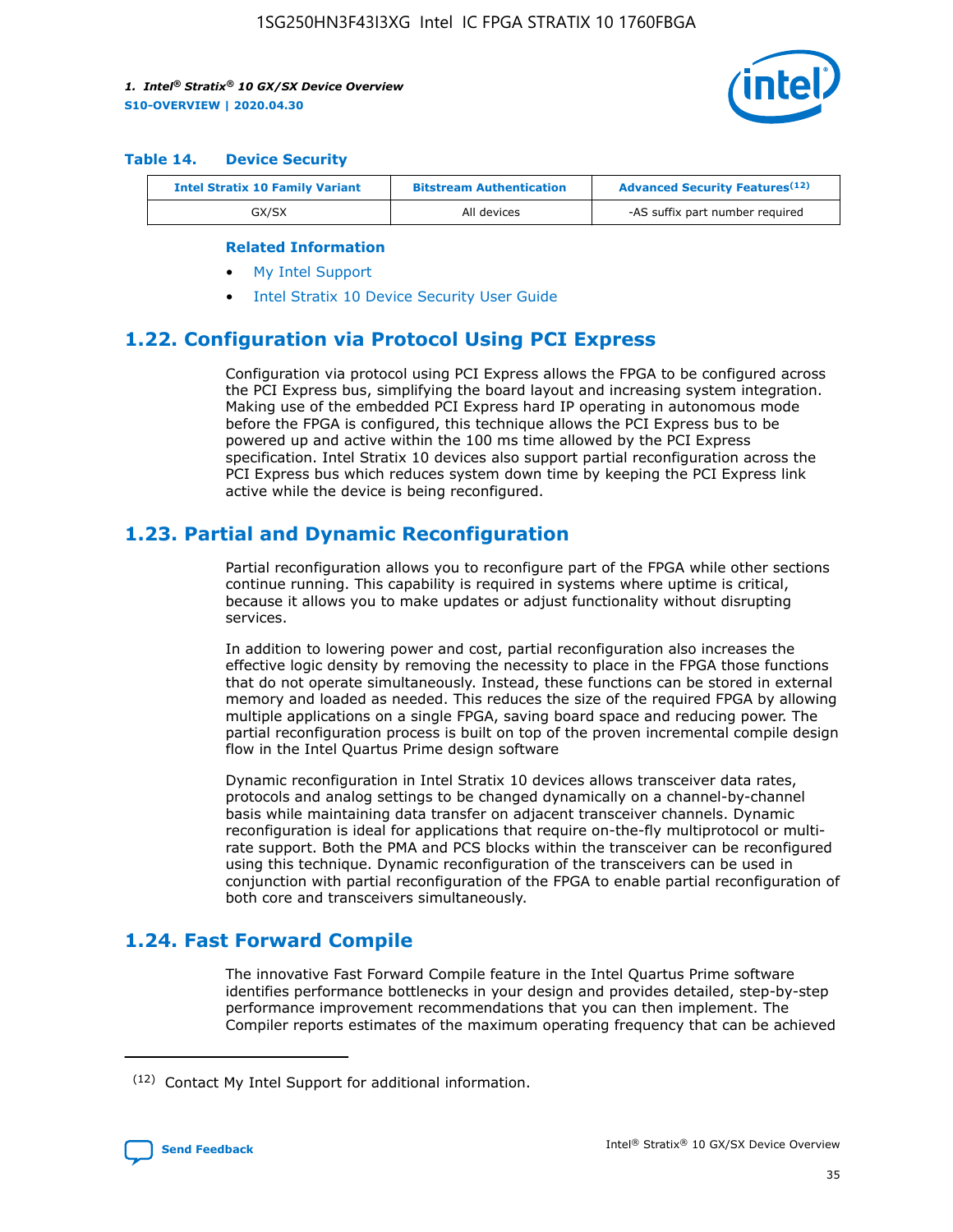**Table 14. Device Security**

| Intel Stratix 10 Family Variant | Bitstream Authentication | Advanced Security Features[(12)] |
| --- | --- | --- |
| GX/SX | All devices | -AS suffix part number required |

**Related Information**

- My Intel Support
- Intel Stratix 10 Device Security User Guide

## 1.22. Configuration via Protocol Using PCI Express

Configuration via protocol using PCI Express allows the FPGA to be configured across the PCI Express bus, simplifying the board layout and increasing system integration. Making use of the embedded PCI Express hard IP operating in autonomous mode before the FPGA is configured, this technique allows the PCI Express bus to be powered up and active within the 100 ms time allowed by the PCI Express specification. Intel Stratix 10 devices also support partial reconfiguration across the PCI Express bus which reduces system down time by keeping the PCI Express link active while the device is being reconfigured.

## 1.23. Partial and Dynamic Reconfiguration

Partial reconfiguration allows you to reconfigure part of the FPGA while other sections continue running. This capability is required in systems where uptime is critical, because it allows you to make updates or adjust functionality without disrupting services.

In addition to lowering power and cost, partial reconfiguration also increases the effective logic density by removing the necessity to place in the FPGA those functions that do not operate simultaneously. Instead, these functions can be stored in external memory and loaded as needed. This reduces the size of the required FPGA by allowing multiple applications on a single FPGA, saving board space and reducing power. The partial reconfiguration process is built on top of the proven incremental compile design flow in the Intel Quartus Prime design software

Dynamic reconfiguration in Intel Stratix 10 devices allows transceiver data rates, protocols and analog settings to be changed dynamically on a channel-by-channel basis while maintaining data transfer on adjacent transceiver channels. Dynamic reconfiguration is ideal for applications that require on-the-fly multiprotocol or multi-rate support. Both the PMA and PCS blocks within the transceiver can be reconfigured using this technique. Dynamic reconfiguration of the transceivers can be used in conjunction with partial reconfiguration of the FPGA to enable partial reconfiguration of both core and transceivers simultaneously.

## 1.24. Fast Forward Compile

The innovative Fast Forward Compile feature in the Intel Quartus Prime software identifies performance bottlenecks in your design and provides detailed, step-by-step performance improvement recommendations that you can then implement. The Compiler reports estimates of the maximum operating frequency that can be achieved

(12) Contact My Intel Support for additional information.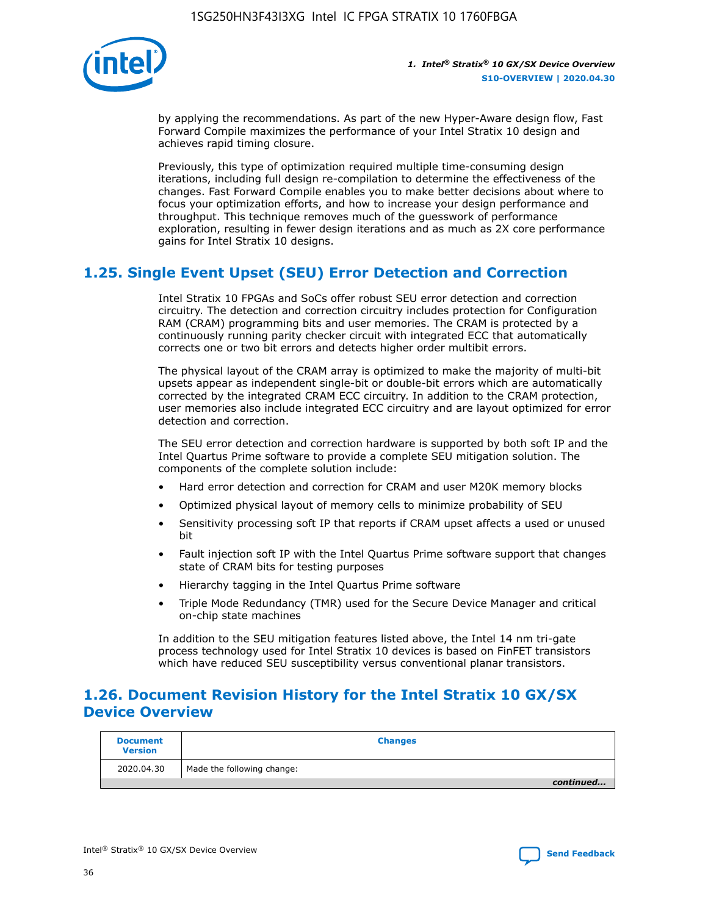by applying the recommendations. As part of the new Hyper-Aware design flow, Fast Forward Compile maximizes the performance of your Intel Stratix 10 design and achieves rapid timing closure.

Previously, this type of optimization required multiple time-consuming design iterations, including full design re-compilation to determine the effectiveness of the changes. Fast Forward Compile enables you to make better decisions about where to focus your optimization efforts, and how to increase your design performance and throughput. This technique removes much of the guesswork of performance exploration, resulting in fewer design iterations and as much as 2X core performance gains for Intel Stratix 10 designs.

## 1.25. Single Event Upset (SEU) Error Detection and Correction

Intel Stratix 10 FPGAs and SoCs offer robust SEU error detection and correction circuitry. The detection and correction circuitry includes protection for Configuration RAM (CRAM) programming bits and user memories. The CRAM is protected by a continuously running parity checker circuit with integrated ECC that automatically corrects one or two bit errors and detects higher order multibit errors.

The physical layout of the CRAM array is optimized to make the majority of multi-bit upsets appear as independent single-bit or double-bit errors which are automatically corrected by the integrated CRAM ECC circuitry. In addition to the CRAM protection, user memories also include integrated ECC circuitry and are layout optimized for error detection and correction.

The SEU error detection and correction hardware is supported by both soft IP and the Intel Quartus Prime software to provide a complete SEU mitigation solution. The components of the complete solution include:

- Hard error detection and correction for CRAM and user M20K memory blocks
- Optimized physical layout of memory cells to minimize probability of SEU
- Sensitivity processing soft IP that reports if CRAM upset affects a used or unused bit
- Fault injection soft IP with the Intel Quartus Prime software support that changes state of CRAM bits for testing purposes
- Hierarchy tagging in the Intel Quartus Prime software
- Triple Mode Redundancy (TMR) used for the Secure Device Manager and critical on-chip state machines

In addition to the SEU mitigation features listed above, the Intel 14 nm tri-gate process technology used for Intel Stratix 10 devices is based on FinFET transistors which have reduced SEU susceptibility versus conventional planar transistors.

## 1.26. Document Revision History for the Intel Stratix 10 GX/SX Device Overview

| Document Version | Changes |
| --- | --- |
| 2020.04.30 | Made the following change: |

*continued...*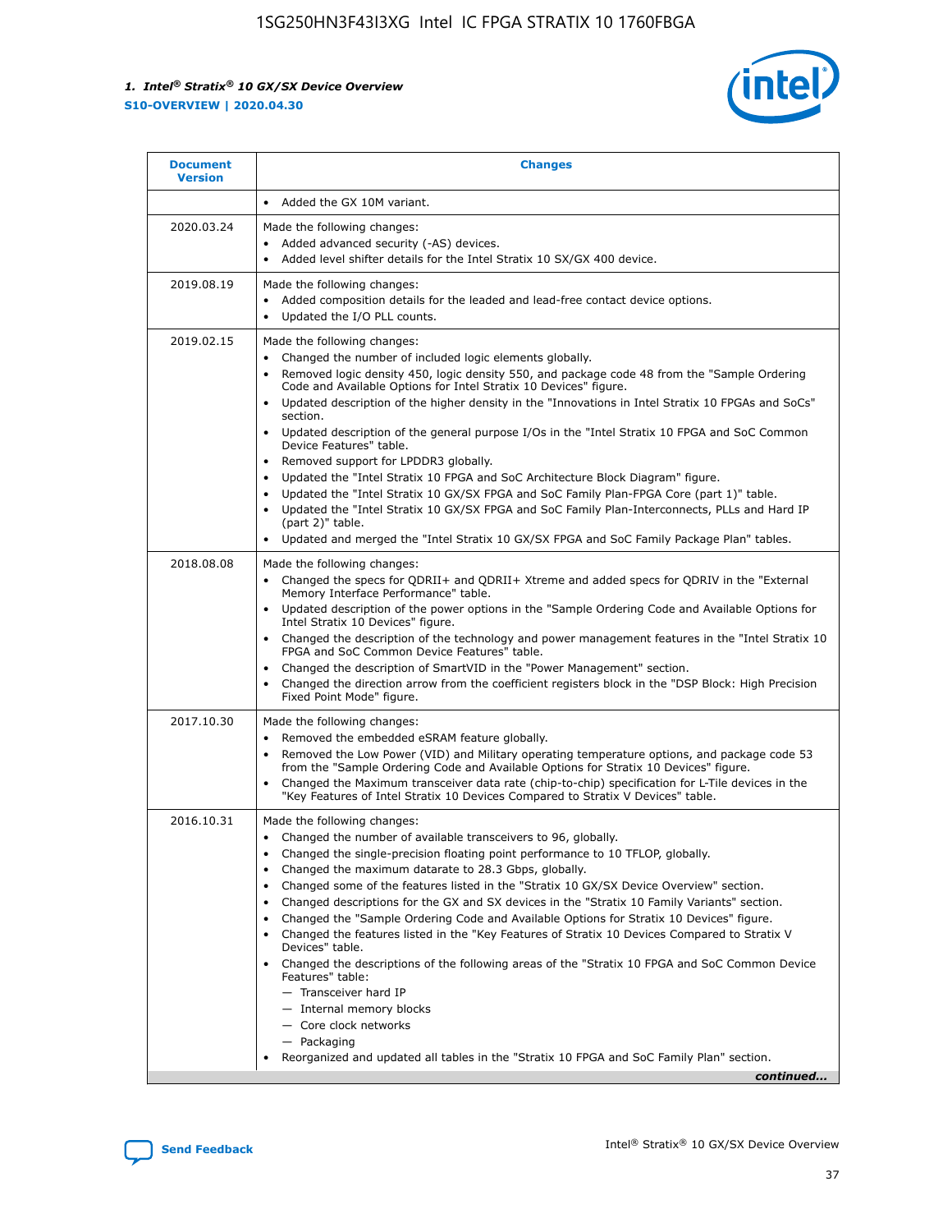| Document Version | Changes |
| --- | --- |
| | • Added the GX 10M variant. |
| 2020.03.24 | Made the following changes:<br>• Added advanced security (-AS) devices.<br>• Added level shifter details for the Intel Stratix 10 SX/GX 400 device. |
| 2019.08.19 | Made the following changes:<br>• Added composition details for the leaded and lead-free contact device options.<br>• Updated the I/O PLL counts. |
| 2019.02.15 | Made the following changes:<br>• Changed the number of included logic elements globally.<br>• Removed logic density 450, logic density 550, and package code 48 from the "Sample Ordering Code and Available Options for Intel Stratix 10 Devices" figure.<br>• Updated description of the higher density in the "Innovations in Intel Stratix 10 FPGAs and SoCs" section.<br>• Updated description of the general purpose I/Os in the "Intel Stratix 10 FPGA and SoC Common Device Features" table.<br>• Removed support for LPDDR3 globally.<br>• Updated the "Intel Stratix 10 FPGA and SoC Architecture Block Diagram" figure.<br>• Updated the "Intel Stratix 10 GX/SX FPGA and SoC Family Plan-FPGA Core (part 1)" table.<br>• Updated the "Intel Stratix 10 GX/SX FPGA and SoC Family Plan-Interconnects, PLLs and Hard IP (part 2)" table.<br>• Updated and merged the "Intel Stratix 10 GX/SX FPGA and SoC Family Package Plan" tables. |
| 2018.08.08 | Made the following changes:<br>• Changed the specs for QDRII+ and QDRII+ Xtreme and added specs for QDRIV in the "External Memory Interface Performance" table.<br>• Updated description of the power options in the "Sample Ordering Code and Available Options for Intel Stratix 10 Devices" figure.<br>• Changed the description of the technology and power management features in the "Intel Stratix 10 FPGA and SoC Common Device Features" table.<br>• Changed the description of SmartVID in the "Power Management" section.<br>• Changed the direction arrow from the coefficient registers block in the "DSP Block: High Precision Fixed Point Mode" figure. |
| 2017.10.30 | Made the following changes:<br>• Removed the embedded eSRAM feature globally.<br>• Removed the Low Power (VID) and Military operating temperature options, and package code 53 from the "Sample Ordering Code and Available Options for Stratix 10 Devices" figure.<br>• Changed the Maximum transceiver data rate (chip-to-chip) specification for L-Tile devices in the "Key Features of Intel Stratix 10 Devices Compared to Stratix V Devices" table. |
| 2016.10.31 | Made the following changes:<br>• Changed the number of available transceivers to 96, globally.<br>• Changed the single-precision floating point performance to 10 TFLOP, globally.<br>• Changed the maximum datarate to 28.3 Gbps, globally.<br>• Changed some of the features listed in the "Stratix 10 GX/SX Device Overview" section.<br>• Changed descriptions for the GX and SX devices in the "Stratix 10 Family Variants" section.<br>• Changed the "Sample Ordering Code and Available Options for Stratix 10 Devices" figure.<br>• Changed the features listed in the "Key Features of Stratix 10 Devices Compared to Stratix V Devices" table.<br>• Changed the descriptions of the following areas of the "Stratix 10 FPGA and SoC Common Device Features" table:<br>— Transceiver hard IP<br>— Internal memory blocks<br>— Core clock networks<br>— Packaging<br>• Reorganized and updated all tables in the "Stratix 10 FPGA and SoC Family Plan" section. |

*continued...*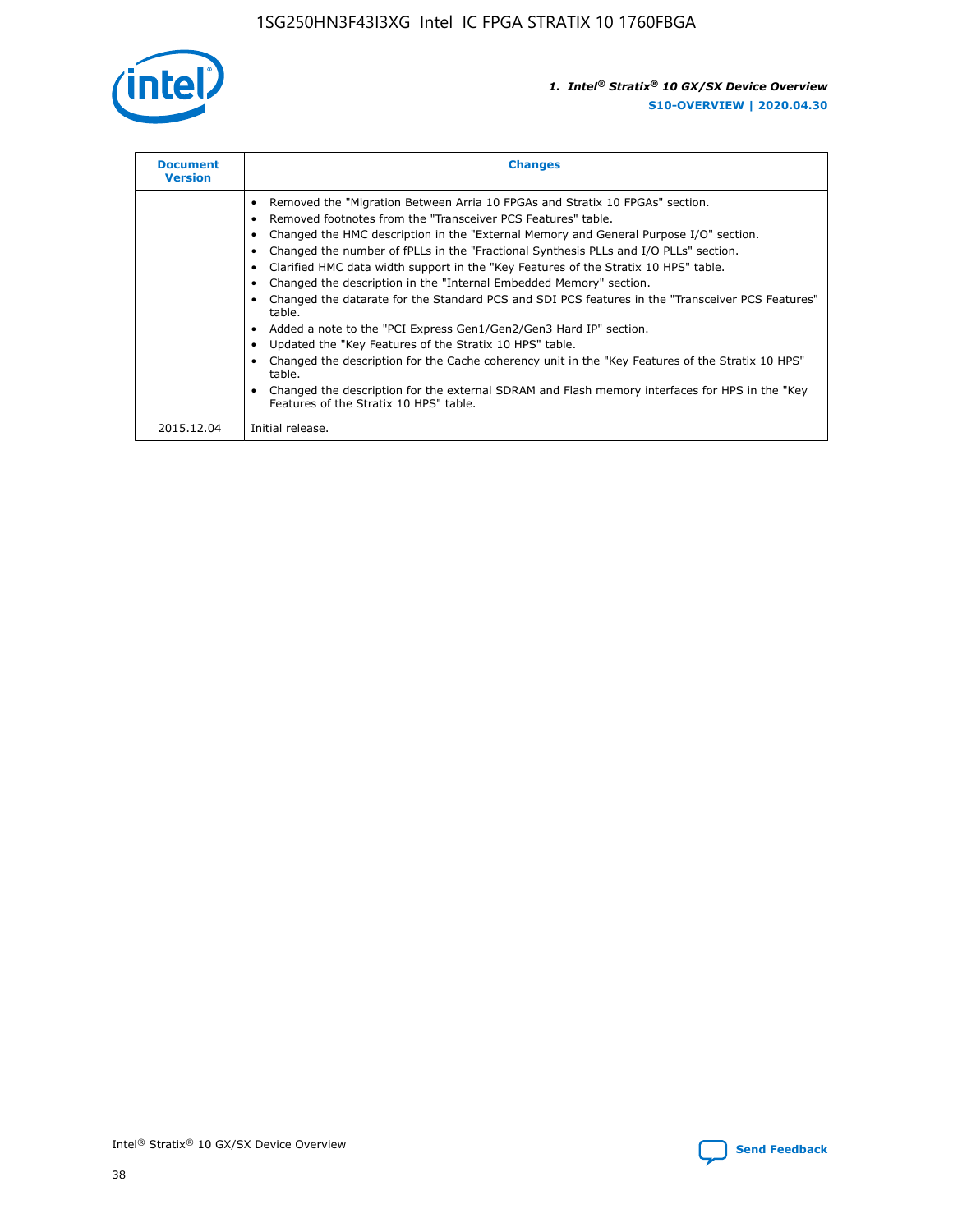| Document Version | Changes |
| --- | --- |
| | • Removed the "Migration Between Arria 10 FPGAs and Stratix 10 FPGAs" section.<br>• Removed footnotes from the "Transceiver PCS Features" table.<br>• Changed the HMC description in the "External Memory and General Purpose I/O" section.<br>• Changed the number of fPLLs in the "Fractional Synthesis PLLs and I/O PLLs" section.<br>• Clarified HMC data width support in the "Key Features of the Stratix 10 HPS" table.<br>• Changed the description in the "Internal Embedded Memory" section.<br>• Changed the datarate for the Standard PCS and SDI PCS features in the "Transceiver PCS Features" table.<br>• Added a note to the "PCI Express Gen1/Gen2/Gen3 Hard IP" section.<br>• Updated the "Key Features of the Stratix 10 HPS" table.<br>• Changed the description for the Cache coherency unit in the "Key Features of the Stratix 10 HPS" table.<br>• Changed the description for the external SDRAM and Flash memory interfaces for HPS in the "Key Features of the Stratix 10 HPS" table. |
| 2015.12.04 | Initial release. |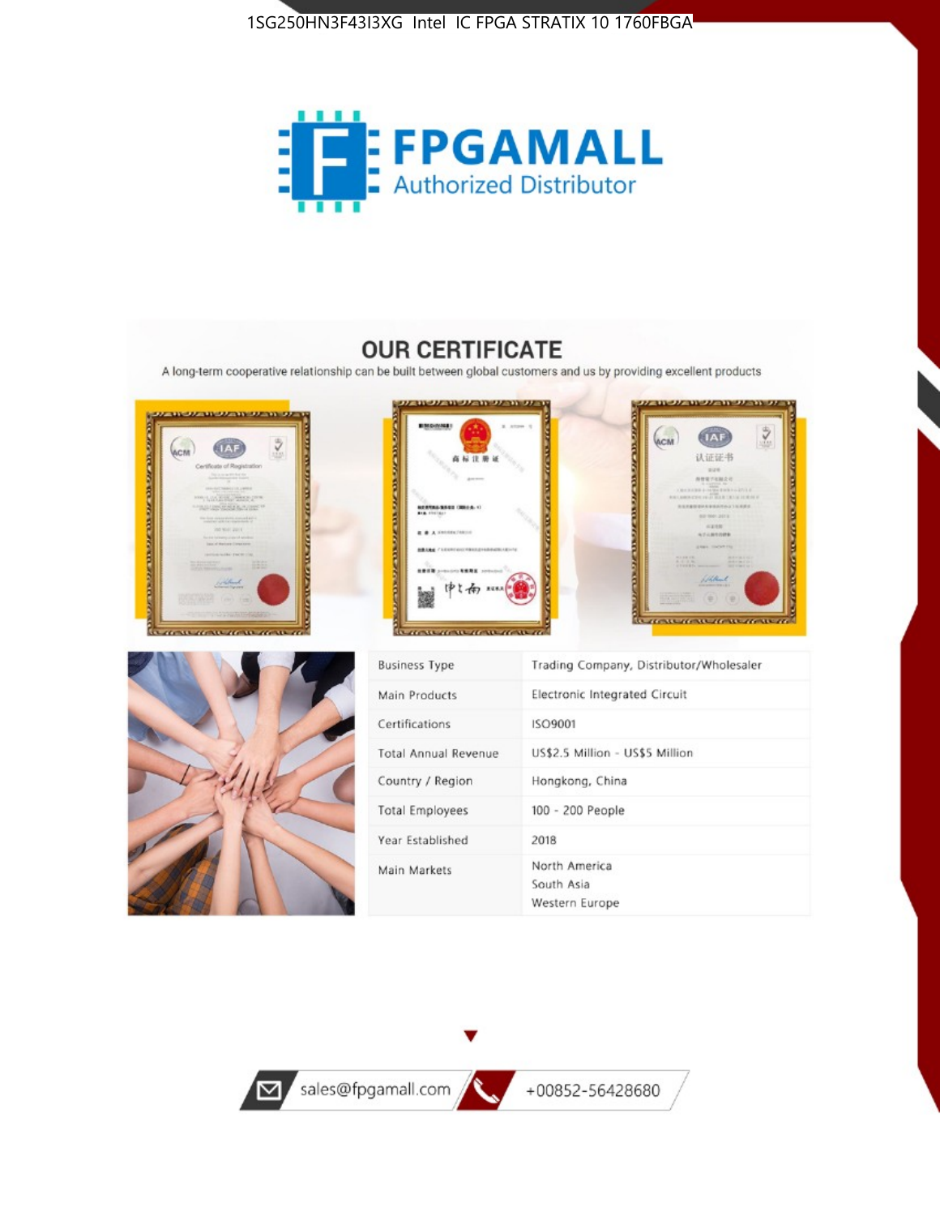FPGAMALL
Authorized Distributor

## OUR CERTIFICATE

A long-term cooperative relationship can be built between global customers and us by providing excellent products

| | |
|---|---|
| Business Type | Trading Company, Distributor/Wholesaler |
| Main Products | Electronic Integrated Circuit |
| Certifications | ISO9001 |
| Total Annual Revenue | US$2.5 Million - US$5 Million |
| Country / Region | Hongkong, China |
| Total Employees | 100 - 200 People |
| Year Established | 2018 |
| Main Markets | North America<br>South Asia<br>Western Europe |

sales@fpgamall.com

+00852-56428680